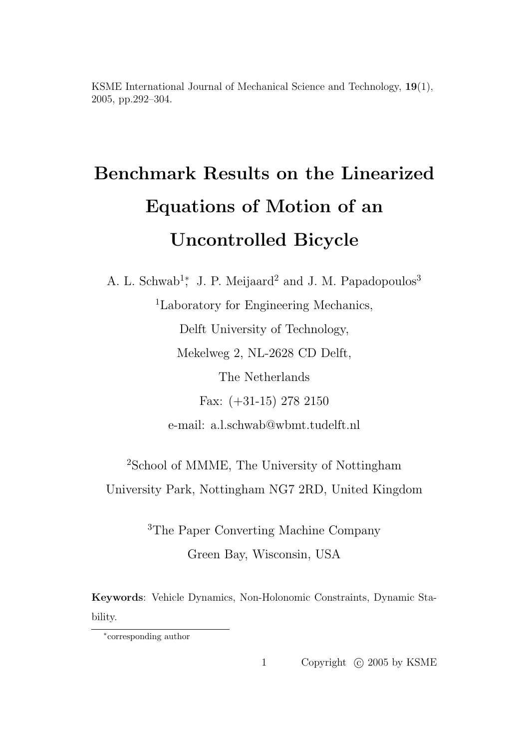KSME International Journal of Mechanical Science and Technology, **19**(1), 2005, pp.292–304.

# Benchmark Results on the Linearized Equations of Motion of an Uncontrolled Bicycle

A. L. Schwab[1]*, J. P. Meijaard[2] and J. M. Papadopoulos[3]

[1]Laboratory for Engineering Mechanics,

Delft University of Technology,

Mekelweg 2, NL-2628 CD Delft,

The Netherlands

Fax: (+31-15) 278 2150

e-mail: a.l.schwab@wbmt.tudelft.nl

[2]School of MMME, The University of Nottingham

University Park, Nottingham NG7 2RD, United Kingdom

[3]The Paper Converting Machine Company

Green Bay, Wisconsin, USA

**Keywords**: Vehicle Dynamics, Non-Holonomic Constraints, Dynamic Stability.

*corresponding author

Copyright © 2005 by KSME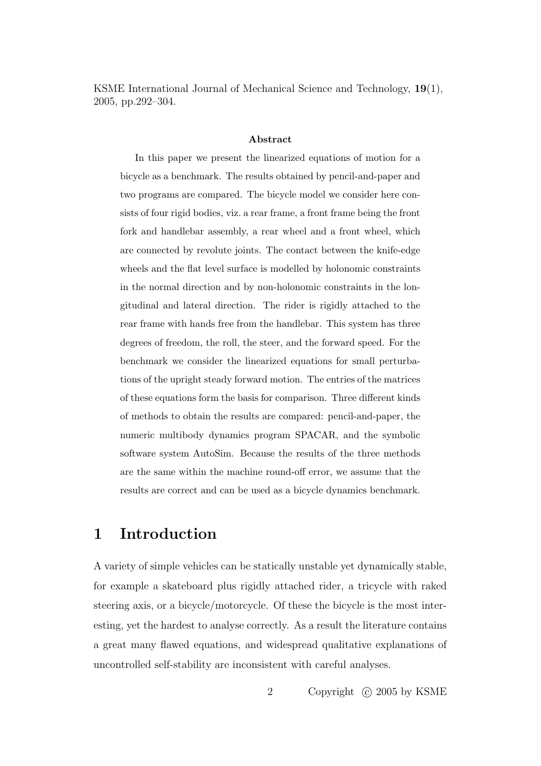KSME International Journal of Mechanical Science and Technology, **19**(1), 2005, pp.292–304.

**Abstract**

In this paper we present the linearized equations of motion for a bicycle as a benchmark. The results obtained by pencil-and-paper and two programs are compared. The bicycle model we consider here consists of four rigid bodies, viz. a rear frame, a front frame being the front fork and handlebar assembly, a rear wheel and a front wheel, which are connected by revolute joints. The contact between the knife-edge wheels and the flat level surface is modelled by holonomic constraints in the normal direction and by non-holonomic constraints in the longitudinal and lateral direction. The rider is rigidly attached to the rear frame with hands free from the handlebar. This system has three degrees of freedom, the roll, the steer, and the forward speed. For the benchmark we consider the linearized equations for small perturbations of the upright steady forward motion. The entries of the matrices of these equations form the basis for comparison. Three different kinds of methods to obtain the results are compared: pencil-and-paper, the numeric multibody dynamics program SPACAR, and the symbolic software system AutoSim. Because the results of the three methods are the same within the machine round-off error, we assume that the results are correct and can be used as a bicycle dynamics benchmark.

# 1 Introduction

A variety of simple vehicles can be statically unstable yet dynamically stable, for example a skateboard plus rigidly attached rider, a tricycle with raked steering axis, or a bicycle/motorcycle. Of these the bicycle is the most interesting, yet the hardest to analyse correctly. As a result the literature contains a great many flawed equations, and widespread qualitative explanations of uncontrolled self-stability are inconsistent with careful analyses.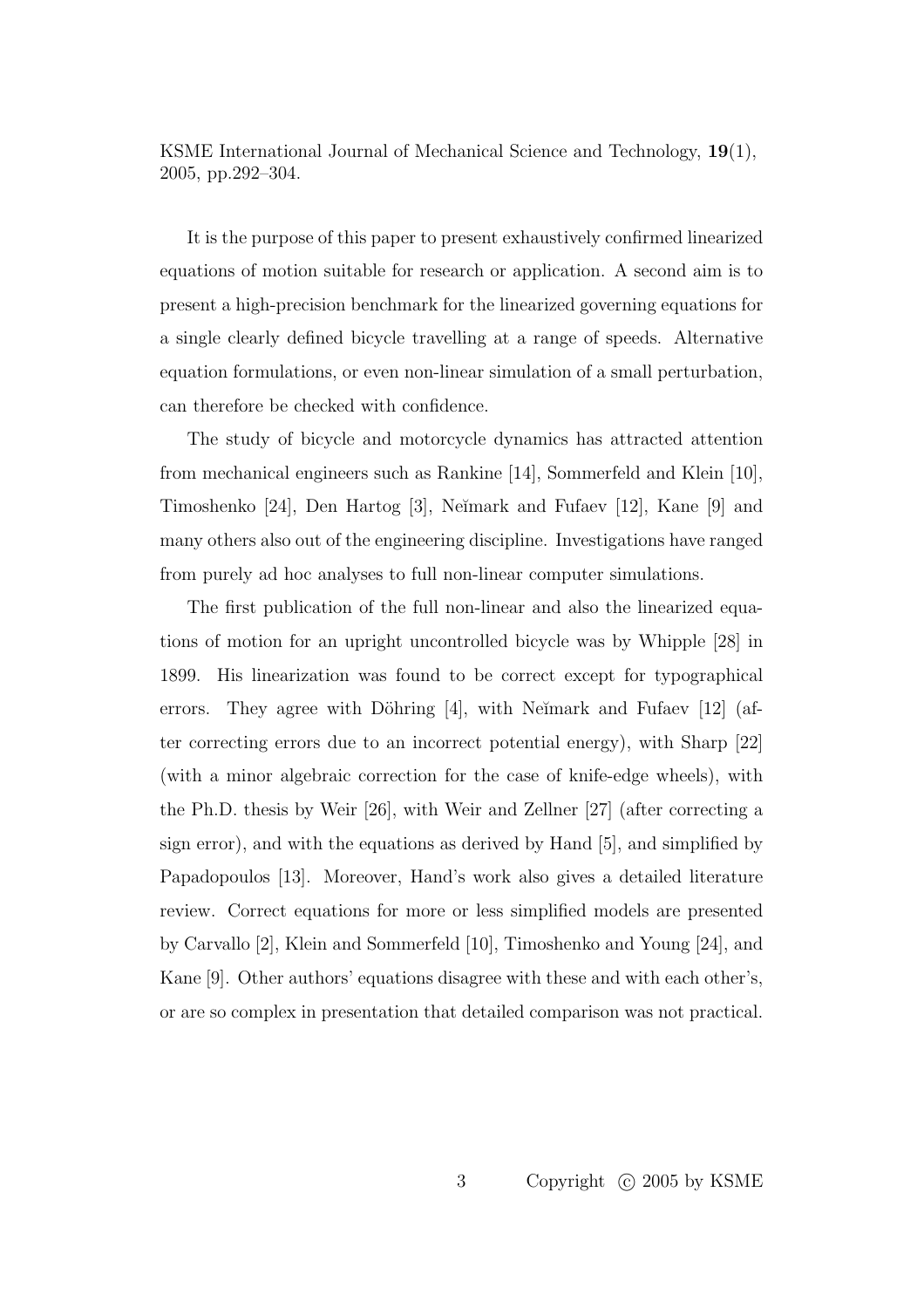It is the purpose of this paper to present exhaustively confirmed linearized equations of motion suitable for research or application. A second aim is to present a high-precision benchmark for the linearized governing equations for a single clearly defined bicycle travelling at a range of speeds. Alternative equation formulations, or even non-linear simulation of a small perturbation, can therefore be checked with confidence.

The study of bicycle and motorcycle dynamics has attracted attention from mechanical engineers such as Rankine [14], Sommerfeld and Klein [10], Timoshenko [24], Den Hartog [3], Neĭmark and Fufaev [12], Kane [9] and many others also out of the engineering discipline. Investigations have ranged from purely ad hoc analyses to full non-linear computer simulations.

The first publication of the full non-linear and also the linearized equations of motion for an upright uncontrolled bicycle was by Whipple [28] in 1899. His linearization was found to be correct except for typographical errors. They agree with Döhring [4], with Neĭmark and Fufaev [12] (after correcting errors due to an incorrect potential energy), with Sharp [22] (with a minor algebraic correction for the case of knife-edge wheels), with the Ph.D. thesis by Weir [26], with Weir and Zellner [27] (after correcting a sign error), and with the equations as derived by Hand [5], and simplified by Papadopoulos [13]. Moreover, Hand's work also gives a detailed literature review. Correct equations for more or less simplified models are presented by Carvallo [2], Klein and Sommerfeld [10], Timoshenko and Young [24], and Kane [9]. Other authors' equations disagree with these and with each other's, or are so complex in presentation that detailed comparison was not practical.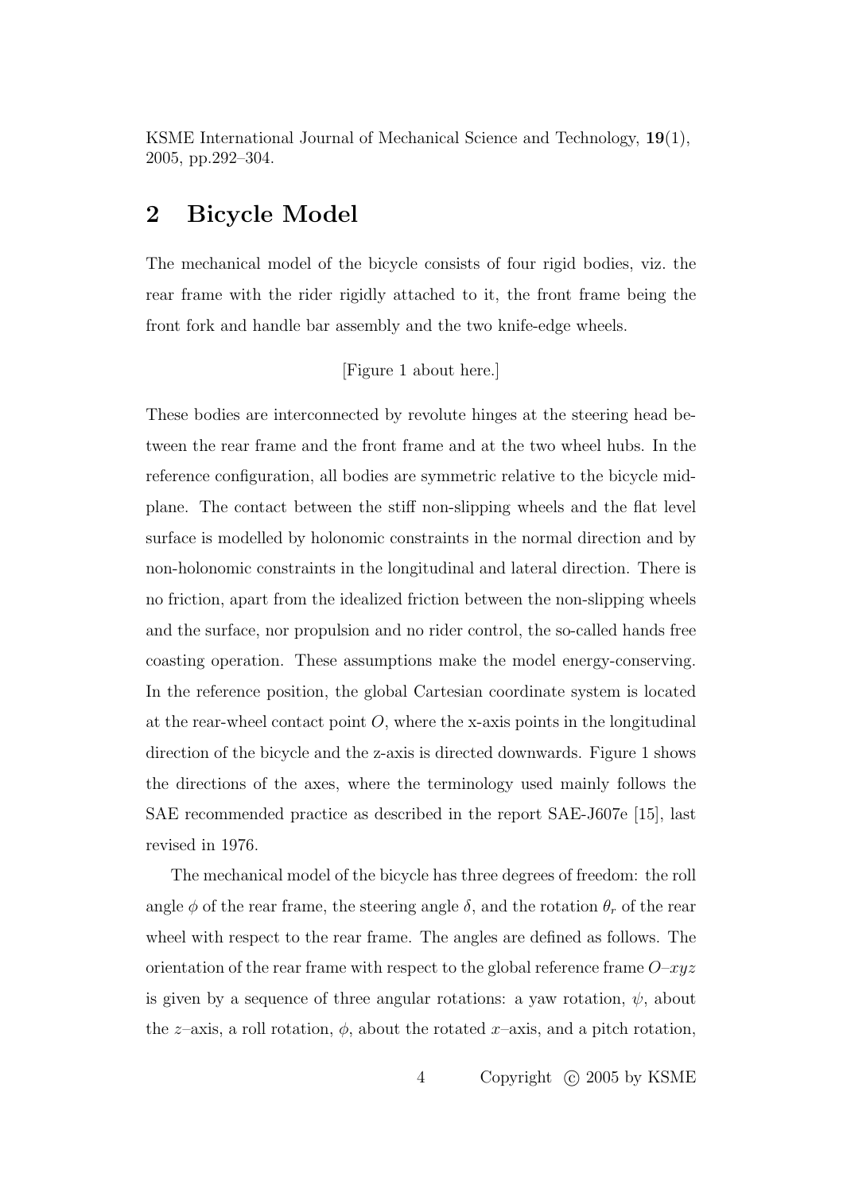## 2 Bicycle Model

The mechanical model of the bicycle consists of four rigid bodies, viz. the rear frame with the rider rigidly attached to it, the front frame being the front fork and handle bar assembly and the two knife-edge wheels.

[Figure 1 about here.]

These bodies are interconnected by revolute hinges at the steering head between the rear frame and the front frame and at the two wheel hubs. In the reference configuration, all bodies are symmetric relative to the bicycle mid-plane. The contact between the stiff non-slipping wheels and the flat level surface is modelled by holonomic constraints in the normal direction and by non-holonomic constraints in the longitudinal and lateral direction. There is no friction, apart from the idealized friction between the non-slipping wheels and the surface, nor propulsion and no rider control, the so-called hands free coasting operation. These assumptions make the model energy-conserving. In the reference position, the global Cartesian coordinate system is located at the rear-wheel contact point $O$, where the x-axis points in the longitudinal direction of the bicycle and the z-axis is directed downwards. Figure 1 shows the directions of the axes, where the terminology used mainly follows the SAE recommended practice as described in the report SAE-J607e [15], last revised in 1976.

The mechanical model of the bicycle has three degrees of freedom: the roll angle $\phi$ of the rear frame, the steering angle $\delta$, and the rotation $\theta_r$ of the rear wheel with respect to the rear frame. The angles are defined as follows. The orientation of the rear frame with respect to the global reference frame $O$–$xyz$ is given by a sequence of three angular rotations: a yaw rotation, $\psi$, about the $z$–axis, a roll rotation, $\phi$, about the rotated $x$–axis, and a pitch rotation,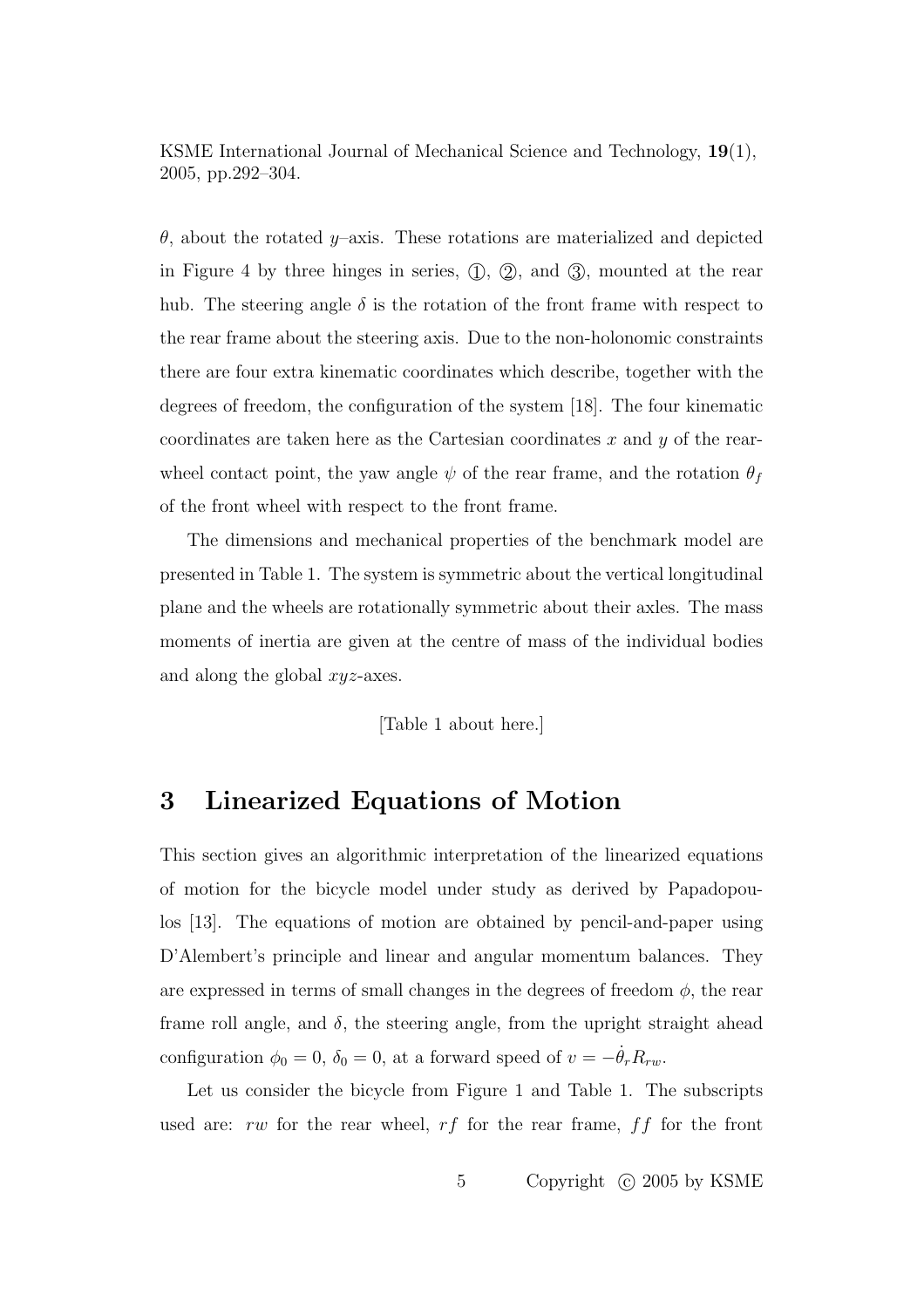$\theta$, about the rotated $y$–axis. These rotations are materialized and depicted in Figure 4 by three hinges in series, ①, ②, and ③, mounted at the rear hub. The steering angle $\delta$ is the rotation of the front frame with respect to the rear frame about the steering axis. Due to the non-holonomic constraints there are four extra kinematic coordinates which describe, together with the degrees of freedom, the configuration of the system [18]. The four kinematic coordinates are taken here as the Cartesian coordinates $x$ and $y$ of the rear-wheel contact point, the yaw angle $\psi$ of the rear frame, and the rotation $\theta_f$ of the front wheel with respect to the front frame.

The dimensions and mechanical properties of the benchmark model are presented in Table 1. The system is symmetric about the vertical longitudinal plane and the wheels are rotationally symmetric about their axles. The mass moments of inertia are given at the centre of mass of the individual bodies and along the global $xyz$-axes.

[Table 1 about here.]

# 3 Linearized Equations of Motion

This section gives an algorithmic interpretation of the linearized equations of motion for the bicycle model under study as derived by Papadopoulos [13]. The equations of motion are obtained by pencil-and-paper using D'Alembert's principle and linear and angular momentum balances. They are expressed in terms of small changes in the degrees of freedom $\phi$, the rear frame roll angle, and $\delta$, the steering angle, from the upright straight ahead configuration $\phi_0 = 0$, $\delta_0 = 0$, at a forward speed of $v = -\dot{\theta}_r R_{rw}$.

Let us consider the bicycle from Figure 1 and Table 1. The subscripts used are: $rw$ for the rear wheel, $rf$ for the rear frame, $ff$ for the front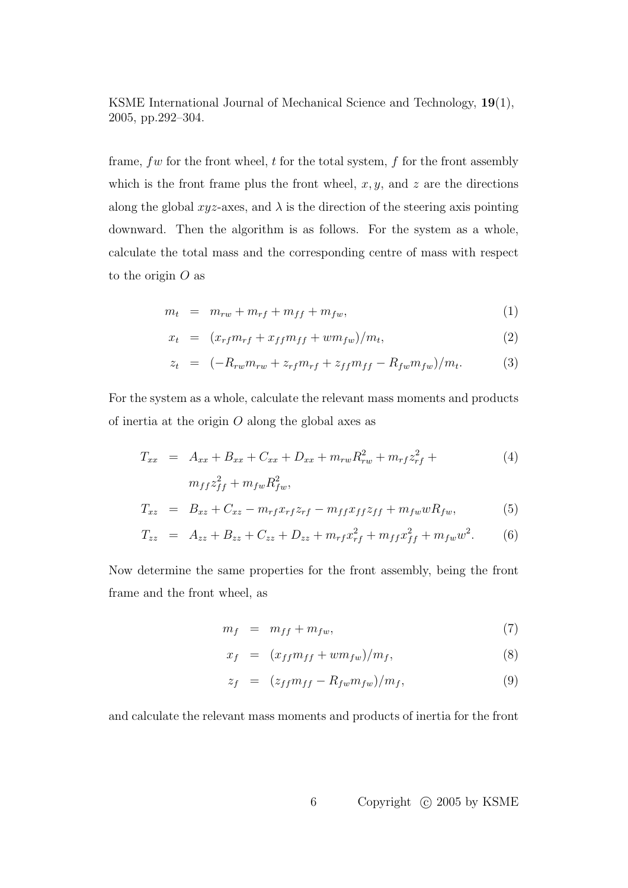frame, $fw$ for the front wheel, $t$ for the total system, $f$ for the front assembly which is the front frame plus the front wheel, $x, y$, and $z$ are the directions along the global $xyz$-axes, and $\lambda$ is the direction of the steering axis pointing downward. Then the algorithm is as follows. For the system as a whole, calculate the total mass and the corresponding centre of mass with respect to the origin $O$ as

$$
\begin{aligned}
m_t &= m_{rw} + m_{rf} + m_{ff} + m_{fw}, &(1)\\
x_t &= (x_{rf} m_{rf} + x_{ff} m_{ff} + w m_{fw})/m_t, &(2)\\
z_t &= (-R_{rw} m_{rw} + z_{rf} m_{rf} + z_{ff} m_{ff} - R_{fw} m_{fw})/m_t. &(3)
\end{aligned}
$$

For the system as a whole, calculate the relevant mass moments and products of inertia at the origin $O$ along the global axes as

$$
\begin{aligned}
T_{xx} &= A_{xx} + B_{xx} + C_{xx} + D_{xx} + m_{rw} R_{rw}^2 + m_{rf} z_{rf}^2 + &(4)\\
&\quad m_{ff} z_{ff}^2 + m_{fw} R_{fw}^2, &\\
T_{xz} &= B_{xz} + C_{xz} - m_{rf} x_{rf} z_{rf} - m_{ff} x_{ff} z_{ff} + m_{fw} w R_{fw}, &(5)\\
T_{zz} &= A_{zz} + B_{zz} + C_{zz} + D_{zz} + m_{rf} x_{rf}^2 + m_{ff} x_{ff}^2 + m_{fw} w^2. &(6)
\end{aligned}
$$

Now determine the same properties for the front assembly, being the front frame and the front wheel, as

$$
\begin{aligned}
m_f &= m_{ff} + m_{fw}, &(7)\\
x_f &= (x_{ff} m_{ff} + w m_{fw})/m_f, &(8)\\
z_f &= (z_{ff} m_{ff} - R_{fw} m_{fw})/m_f, &(9)
\end{aligned}
$$

and calculate the relevant mass moments and products of inertia for the front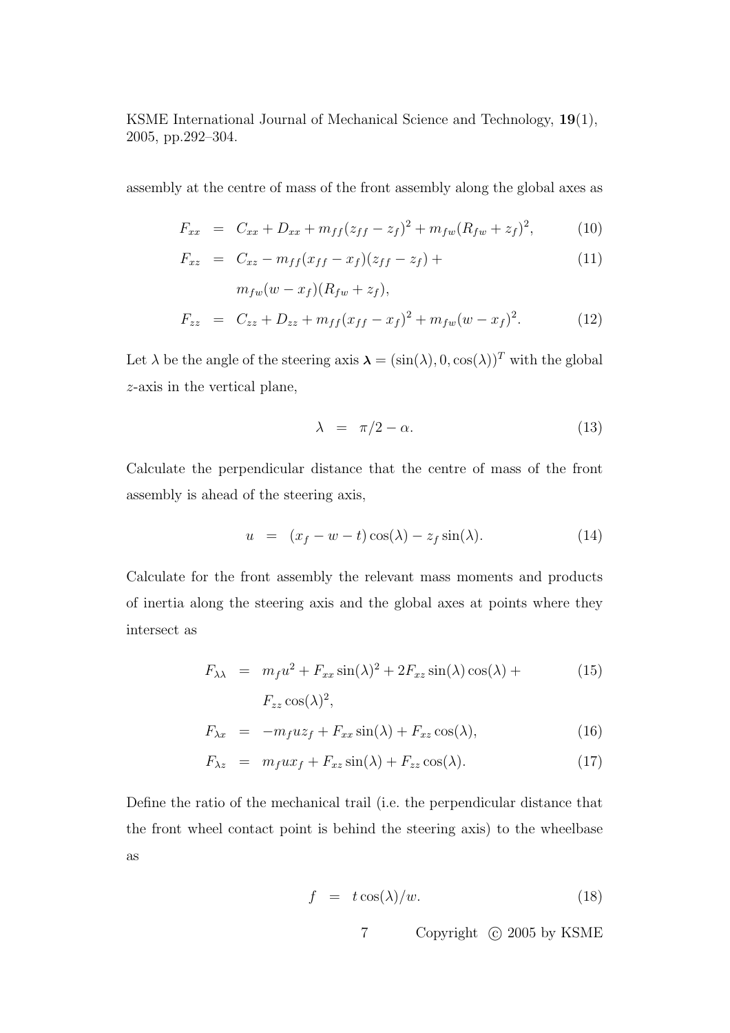assembly at the centre of mass of the front assembly along the global axes as

$$F_{xx} = C_{xx} + D_{xx} + m_{ff}(z_{ff} - z_f)^2 + m_{fw}(R_{fw} + z_f)^2, \tag{10}$$

$$F_{xz} = C_{xz} - m_{ff}(x_{ff} - x_f)(z_{ff} - z_f) + m_{fw}(w - x_f)(R_{fw} + z_f), \tag{11}$$

$$F_{zz} = C_{zz} + D_{zz} + m_{ff}(x_{ff} - x_f)^2 + m_{fw}(w - x_f)^2. \tag{12}$$

Let $\lambda$ be the angle of the steering axis $\boldsymbol{\lambda} = (\sin(\lambda), 0, \cos(\lambda))^T$ with the global $z$-axis in the vertical plane,

$$\lambda = \pi/2 - \alpha. \tag{13}$$

Calculate the perpendicular distance that the centre of mass of the front assembly is ahead of the steering axis,

$$u = (x_f - w - t)\cos(\lambda) - z_f \sin(\lambda). \tag{14}$$

Calculate for the front assembly the relevant mass moments and products of inertia along the steering axis and the global axes at points where they intersect as

$$F_{\lambda\lambda} = m_f u^2 + F_{xx}\sin(\lambda)^2 + 2F_{xz}\sin(\lambda)\cos(\lambda) + F_{zz}\cos(\lambda)^2, \tag{15}$$

$$F_{\lambda x} = -m_f u z_f + F_{xx}\sin(\lambda) + F_{xz}\cos(\lambda), \tag{16}$$

$$F_{\lambda z} = m_f u x_f + F_{xz}\sin(\lambda) + F_{zz}\cos(\lambda). \tag{17}$$

Define the ratio of the mechanical trail (i.e. the perpendicular distance that the front wheel contact point is behind the steering axis) to the wheelbase as

$$f = t\cos(\lambda)/w. \tag{18}$$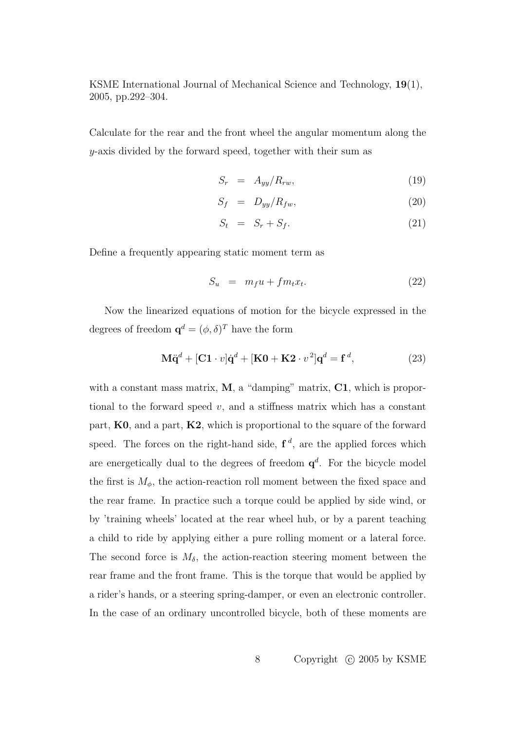Calculate for the rear and the front wheel the angular momentum along the $y$-axis divided by the forward speed, together with their sum as

$$S_r = A_{yy}/R_{rw}, \tag{19}$$

$$S_f = D_{yy}/R_{fw}, \tag{20}$$

$$S_t = S_r + S_f. \tag{21}$$

Define a frequently appearing static moment term as

$$S_u = m_f u + f m_t x_t. \tag{22}$$

Now the linearized equations of motion for the bicycle expressed in the degrees of freedom $\mathbf{q}^d = (\phi, \delta)^T$ have the form

$$\mathbf{M}\ddot{\mathbf{q}}^d + [\mathbf{C1} \cdot v]\dot{\mathbf{q}}^d + [\mathbf{K0} + \mathbf{K2} \cdot v^2]\mathbf{q}^d = \mathbf{f}^{\,d}, \tag{23}$$

with a constant mass matrix, $\mathbf{M}$, a "damping" matrix, $\mathbf{C1}$, which is proportional to the forward speed $v$, and a stiffness matrix which has a constant part, $\mathbf{K0}$, and a part, $\mathbf{K2}$, which is proportional to the square of the forward speed. The forces on the right-hand side, $\mathbf{f}^{\,d}$, are the applied forces which are energetically dual to the degrees of freedom $\mathbf{q}^d$. For the bicycle model the first is $M_\phi$, the action-reaction roll moment between the fixed space and the rear frame. In practice such a torque could be applied by side wind, or by 'training wheels' located at the rear wheel hub, or by a parent teaching a child to ride by applying either a pure rolling moment or a lateral force. The second force is $M_\delta$, the action-reaction steering moment between the rear frame and the front frame. This is the torque that would be applied by a rider's hands, or a steering spring-damper, or even an electronic controller. In the case of an ordinary uncontrolled bicycle, both of these moments are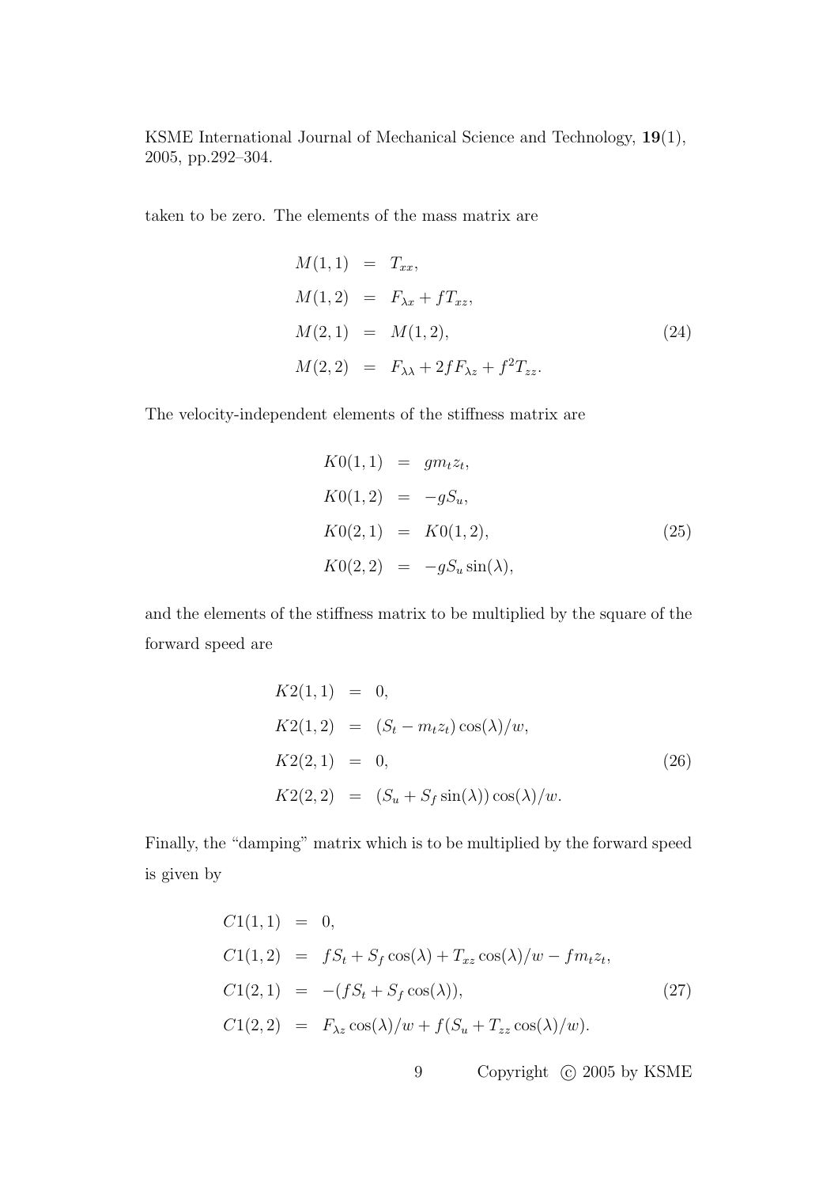taken to be zero. The elements of the mass matrix are

$$
\begin{aligned}
M(1,1) &= T_{xx}, \\
M(1,2) &= F_{\lambda x} + fT_{xz}, \\
M(2,1) &= M(1,2), \\
M(2,2) &= F_{\lambda\lambda} + 2fF_{\lambda z} + f^2 T_{zz}.
\end{aligned}
\tag{24}
$$

The velocity-independent elements of the stiffness matrix are

$$
\begin{aligned}
K0(1,1) &= gm_t z_t, \\
K0(1,2) &= -gS_u, \\
K0(2,1) &= K0(1,2), \\
K0(2,2) &= -gS_u \sin(\lambda),
\end{aligned}
\tag{25}
$$

and the elements of the stiffness matrix to be multiplied by the square of the forward speed are

$$
\begin{aligned}
K2(1,1) &= 0, \\
K2(1,2) &= (S_t - m_t z_t)\cos(\lambda)/w, \\
K2(2,1) &= 0, \\
K2(2,2) &= (S_u + S_f \sin(\lambda))\cos(\lambda)/w.
\end{aligned}
\tag{26}
$$

Finally, the "damping" matrix which is to be multiplied by the forward speed is given by

$$
\begin{aligned}
C1(1,1) &= 0, \\
C1(1,2) &= fS_t + S_f\cos(\lambda) + T_{xz}\cos(\lambda)/w - fm_t z_t, \\
C1(2,1) &= -(fS_t + S_f\cos(\lambda)), \\
C1(2,2) &= F_{\lambda z}\cos(\lambda)/w + f(S_u + T_{zz}\cos(\lambda)/w).
\end{aligned}
\tag{27}
$$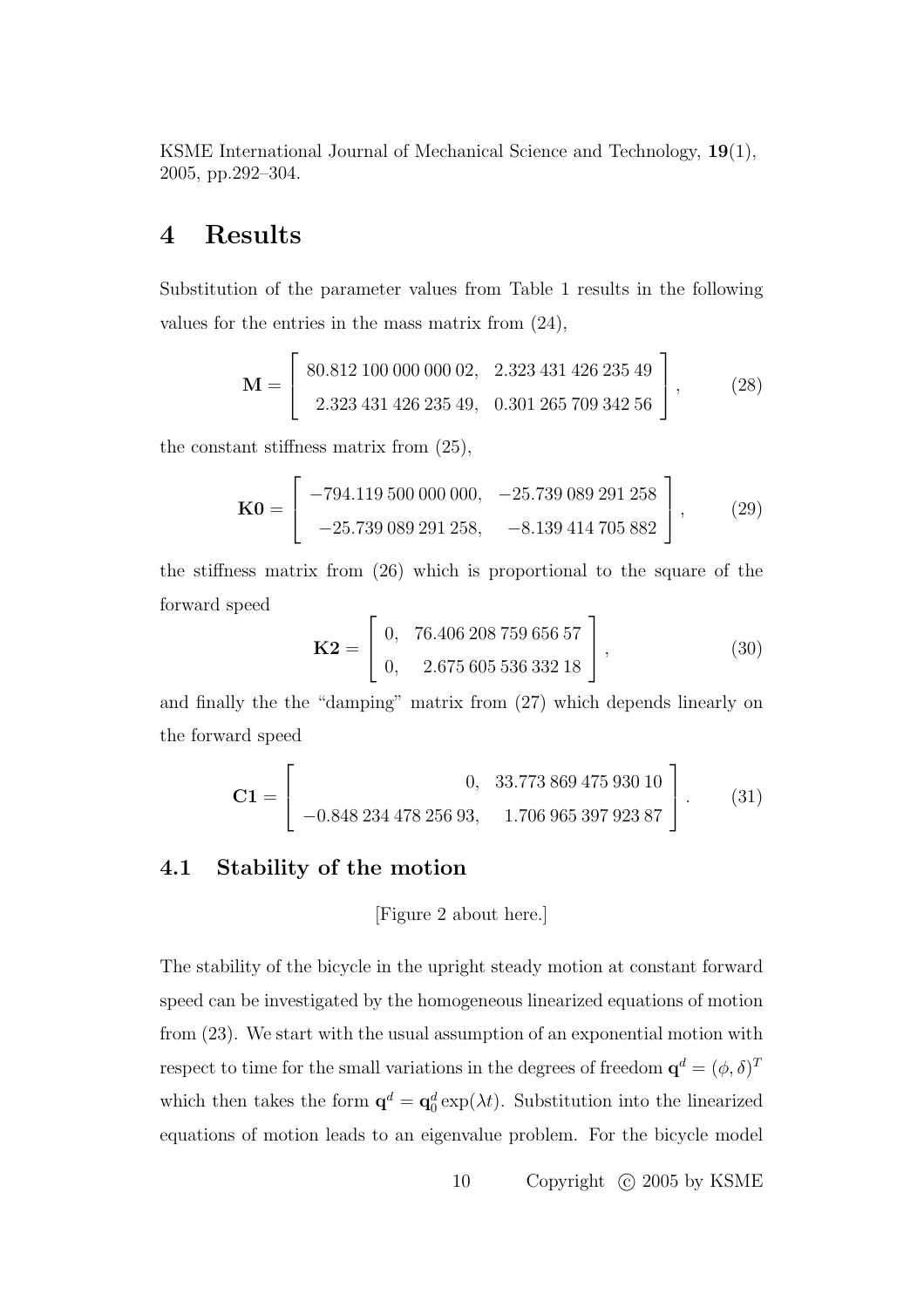## 4 Results

Substitution of the parameter values from Table 1 results in the following values for the entries in the mass matrix from (24),

$$\mathbf{M} = \begin{bmatrix} 80.812\,100\,000\,000\,02, & 2.323\,431\,426\,235\,49 \\ 2.323\,431\,426\,235\,49, & 0.301\,265\,709\,342\,56 \end{bmatrix}, \tag{28}$$

the constant stiffness matrix from (25),

$$\mathbf{K0} = \begin{bmatrix} -794.119\,500\,000\,000, & -25.739\,089\,291\,258 \\ -25.739\,089\,291\,258, & -8.139\,414\,705\,882 \end{bmatrix}, \tag{29}$$

the stiffness matrix from (26) which is proportional to the square of the forward speed

$$\mathbf{K2} = \begin{bmatrix} 0, & 76.406\,208\,759\,656\,57 \\ 0, & 2.675\,605\,536\,332\,18 \end{bmatrix}, \tag{30}$$

and finally the the "damping" matrix from (27) which depends linearly on the forward speed

$$\mathbf{C1} = \begin{bmatrix} 0, & 33.773\,869\,475\,930\,10 \\ -0.848\,234\,478\,256\,93, & 1.706\,965\,397\,923\,87 \end{bmatrix}. \tag{31}$$

### 4.1 Stability of the motion

[Figure 2 about here.]

The stability of the bicycle in the upright steady motion at constant forward speed can be investigated by the homogeneous linearized equations of motion from (23). We start with the usual assumption of an exponential motion with respect to time for the small variations in the degrees of freedom $\mathbf{q}^d = (\phi, \delta)^T$ which then takes the form $\mathbf{q}^d = \mathbf{q}^d_0 \exp(\lambda t)$. Substitution into the linearized equations of motion leads to an eigenvalue problem. For the bicycle model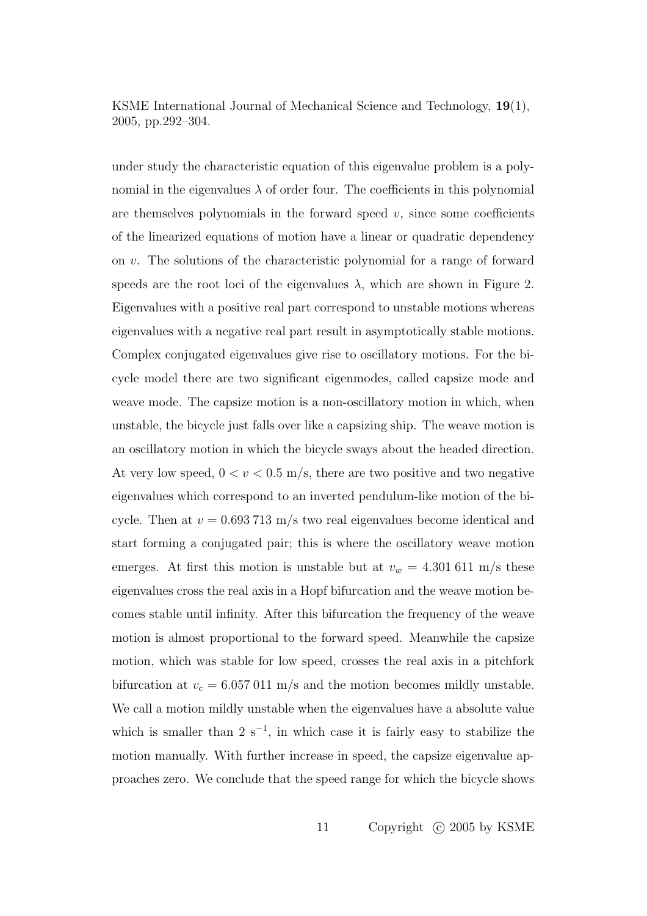under study the characteristic equation of this eigenvalue problem is a polynomial in the eigenvalues $\lambda$ of order four. The coefficients in this polynomial are themselves polynomials in the forward speed $v$, since some coefficients of the linearized equations of motion have a linear or quadratic dependency on $v$. The solutions of the characteristic polynomial for a range of forward speeds are the root loci of the eigenvalues $\lambda$, which are shown in Figure 2. Eigenvalues with a positive real part correspond to unstable motions whereas eigenvalues with a negative real part result in asymptotically stable motions. Complex conjugated eigenvalues give rise to oscillatory motions. For the bicycle model there are two significant eigenmodes, called capsize mode and weave mode. The capsize motion is a non-oscillatory motion in which, when unstable, the bicycle just falls over like a capsizing ship. The weave motion is an oscillatory motion in which the bicycle sways about the headed direction. At very low speed, $0 < v < 0.5$ m/s, there are two positive and two negative eigenvalues which correspond to an inverted pendulum-like motion of the bicycle. Then at $v = 0.693\,713$ m/s two real eigenvalues become identical and start forming a conjugated pair; this is where the oscillatory weave motion emerges. At first this motion is unstable but at $v_w = 4.301\,611$ m/s these eigenvalues cross the real axis in a Hopf bifurcation and the weave motion becomes stable until infinity. After this bifurcation the frequency of the weave motion is almost proportional to the forward speed. Meanwhile the capsize motion, which was stable for low speed, crosses the real axis in a pitchfork bifurcation at $v_c = 6.057\,011$ m/s and the motion becomes mildly unstable. We call a motion mildly unstable when the eigenvalues have a absolute value which is smaller than 2 $\text{s}^{-1}$, in which case it is fairly easy to stabilize the motion manually. With further increase in speed, the capsize eigenvalue approaches zero. We conclude that the speed range for which the bicycle shows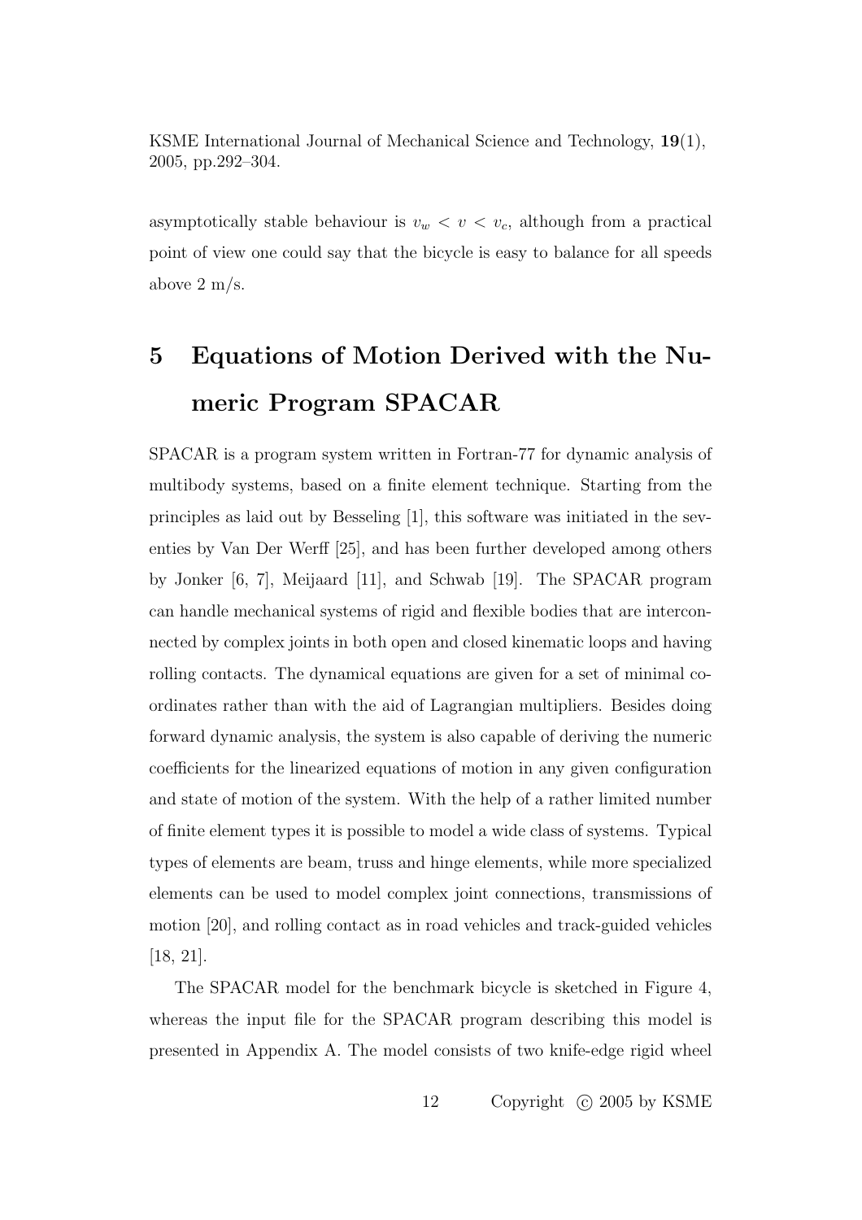asymptotically stable behaviour is $v_w < v < v_c$, although from a practical point of view one could say that the bicycle is easy to balance for all speeds above 2 m/s.

# 5 Equations of Motion Derived with the Numeric Program SPACAR

SPACAR is a program system written in Fortran-77 for dynamic analysis of multibody systems, based on a finite element technique. Starting from the principles as laid out by Besseling [1], this software was initiated in the seventies by Van Der Werff [25], and has been further developed among others by Jonker [6, 7], Meijaard [11], and Schwab [19]. The SPACAR program can handle mechanical systems of rigid and flexible bodies that are interconnected by complex joints in both open and closed kinematic loops and having rolling contacts. The dynamical equations are given for a set of minimal coordinates rather than with the aid of Lagrangian multipliers. Besides doing forward dynamic analysis, the system is also capable of deriving the numeric coefficients for the linearized equations of motion in any given configuration and state of motion of the system. With the help of a rather limited number of finite element types it is possible to model a wide class of systems. Typical types of elements are beam, truss and hinge elements, while more specialized elements can be used to model complex joint connections, transmissions of motion [20], and rolling contact as in road vehicles and track-guided vehicles [18, 21].

The SPACAR model for the benchmark bicycle is sketched in Figure 4, whereas the input file for the SPACAR program describing this model is presented in Appendix A. The model consists of two knife-edge rigid wheel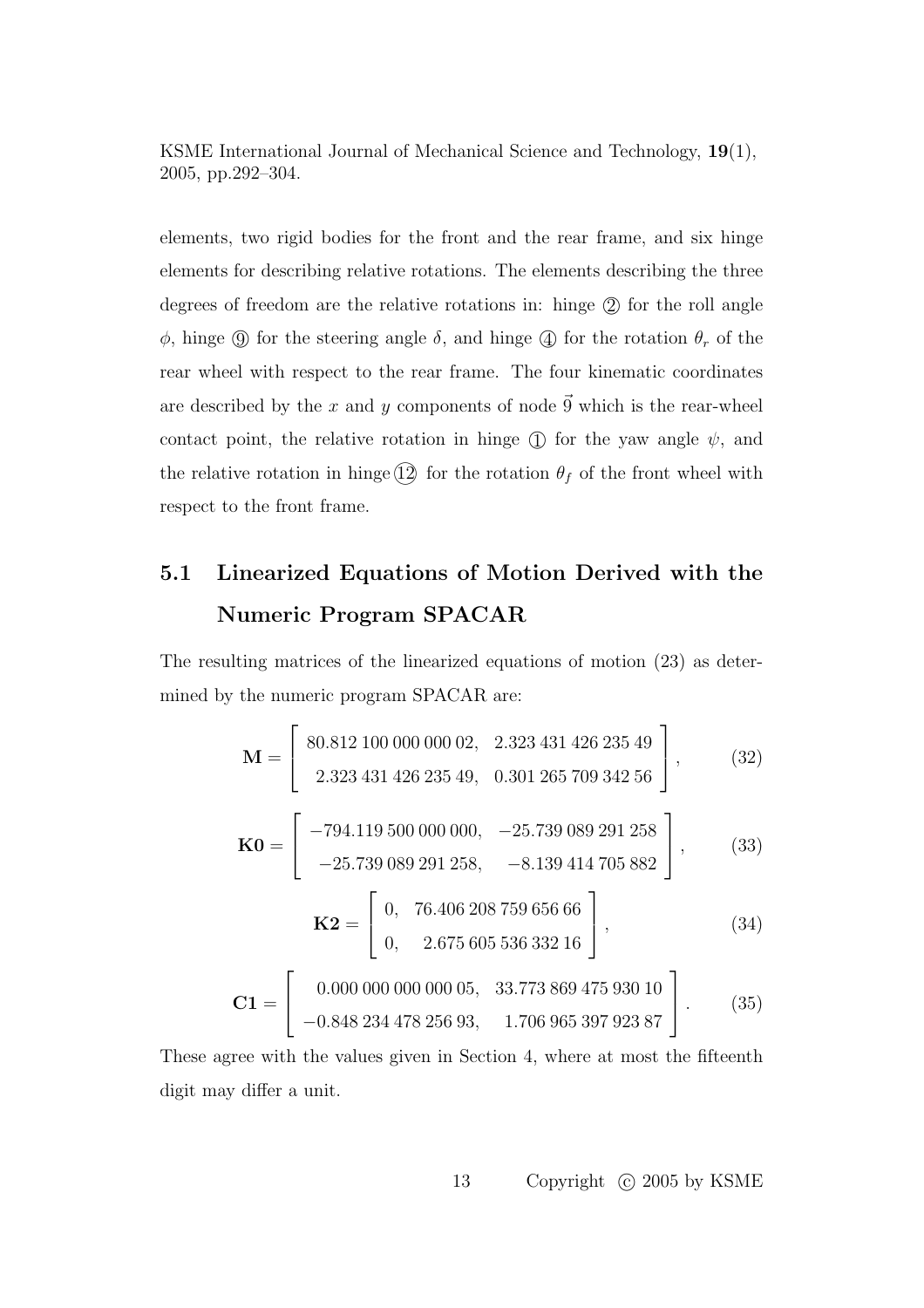elements, two rigid bodies for the front and the rear frame, and six hinge elements for describing relative rotations. The elements describing the three degrees of freedom are the relative rotations in: hinge ② for the roll angle $\phi$, hinge ⑨ for the steering angle $\delta$, and hinge ④ for the rotation $\theta_r$ of the rear wheel with respect to the rear frame. The four kinematic coordinates are described by the $x$ and $y$ components of node $\vec{9}$ which is the rear-wheel contact point, the relative rotation in hinge ① for the yaw angle $\psi$, and the relative rotation in hinge ⑫ for the rotation $\theta_f$ of the front wheel with respect to the front frame.

## 5.1 Linearized Equations of Motion Derived with the Numeric Program SPACAR

The resulting matrices of the linearized equations of motion (23) as determined by the numeric program SPACAR are:

$$\mathbf{M} = \begin{bmatrix} 80.812\,100\,000\,000\,02, & 2.323\,431\,426\,235\,49 \\ 2.323\,431\,426\,235\,49, & 0.301\,265\,709\,342\,56 \end{bmatrix}, \tag{32}$$

$$\mathbf{K0} = \begin{bmatrix} -794.119\,500\,000\,000, & -25.739\,089\,291\,258 \\ -25.739\,089\,291\,258, & -8.139\,414\,705\,882 \end{bmatrix}, \tag{33}$$

$$\mathbf{K2} = \begin{bmatrix} 0, & 76.406\,208\,759\,656\,66 \\ 0, & 2.675\,605\,536\,332\,16 \end{bmatrix}, \tag{34}$$

$$\mathbf{C1} = \begin{bmatrix} 0.000\,000\,000\,000\,05, & 33.773\,869\,475\,930\,10 \\ -0.848\,234\,478\,256\,93, & 1.706\,965\,397\,923\,87 \end{bmatrix}. \tag{35}$$

These agree with the values given in Section 4, where at most the fifteenth digit may differ a unit.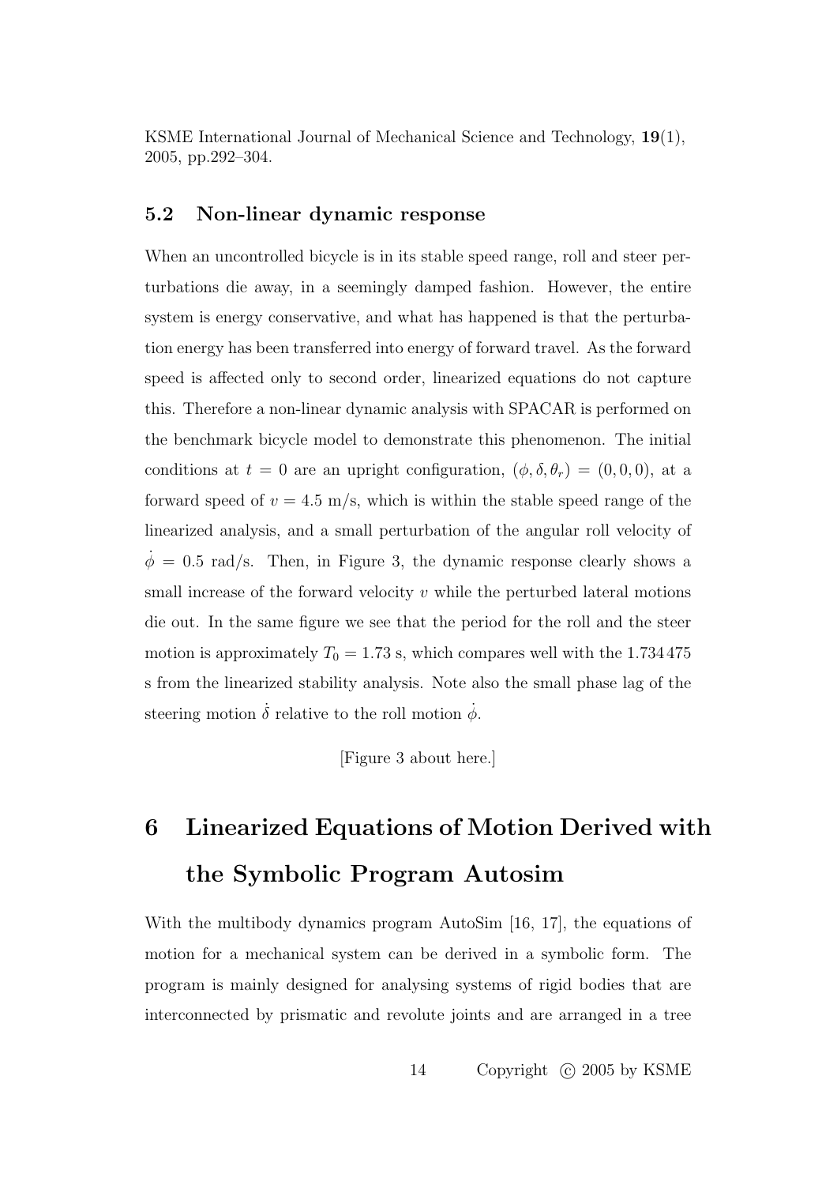### 5.2 Non-linear dynamic response

When an uncontrolled bicycle is in its stable speed range, roll and steer perturbations die away, in a seemingly damped fashion. However, the entire system is energy conservative, and what has happened is that the perturbation energy has been transferred into energy of forward travel. As the forward speed is affected only to second order, linearized equations do not capture this. Therefore a non-linear dynamic analysis with SPACAR is performed on the benchmark bicycle model to demonstrate this phenomenon. The initial conditions at $t = 0$ are an upright configuration, $(\phi, \delta, \theta_r) = (0, 0, 0)$, at a forward speed of $v = 4.5$ m/s, which is within the stable speed range of the linearized analysis, and a small perturbation of the angular roll velocity of $\dot{\phi} = 0.5$ rad/s. Then, in Figure 3, the dynamic response clearly shows a small increase of the forward velocity $v$ while the perturbed lateral motions die out. In the same figure we see that the period for the roll and the steer motion is approximately $T_0 = 1.73$ s, which compares well with the 1.734 475 s from the linearized stability analysis. Note also the small phase lag of the steering motion $\dot{\delta}$ relative to the roll motion $\dot{\phi}$.

[Figure 3 about here.]

# 6 Linearized Equations of Motion Derived with the Symbolic Program Autosim

With the multibody dynamics program AutoSim [16, 17], the equations of motion for a mechanical system can be derived in a symbolic form. The program is mainly designed for analysing systems of rigid bodies that are interconnected by prismatic and revolute joints and are arranged in a tree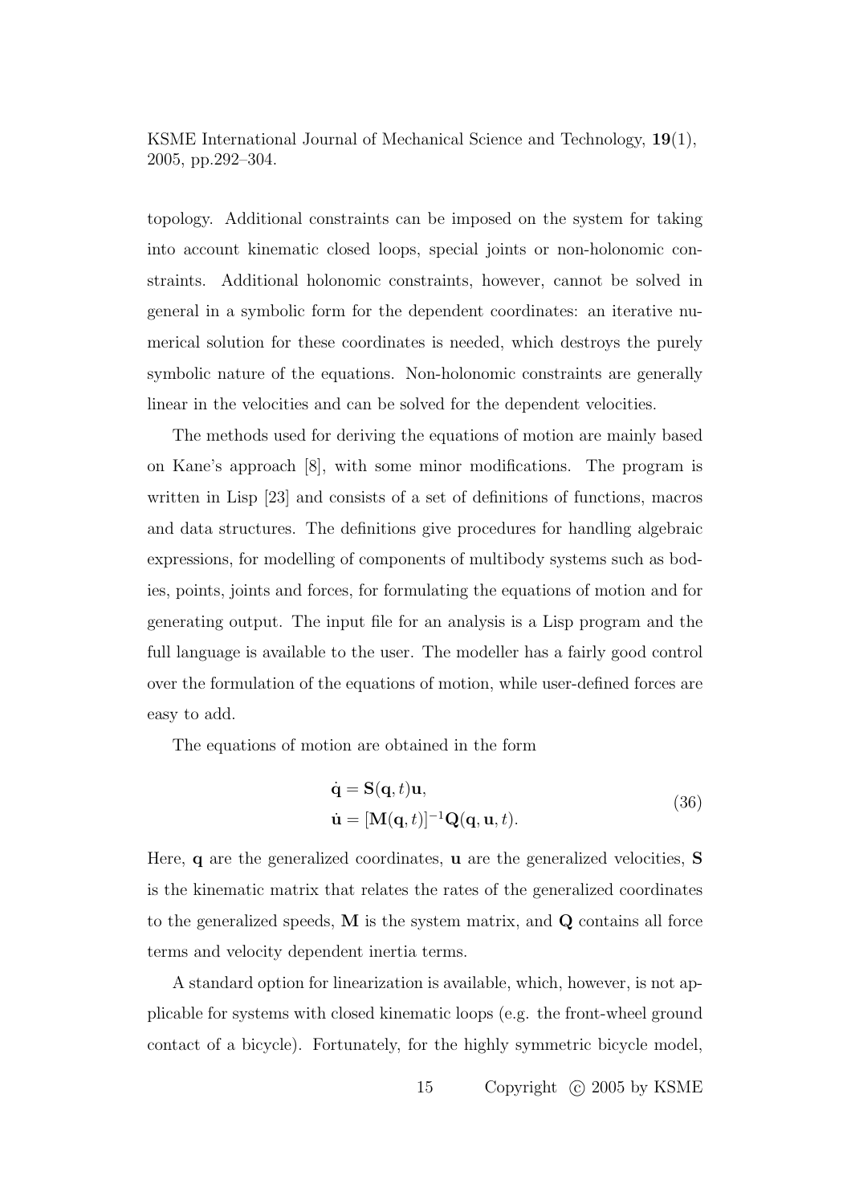topology. Additional constraints can be imposed on the system for taking into account kinematic closed loops, special joints or non-holonomic constraints. Additional holonomic constraints, however, cannot be solved in general in a symbolic form for the dependent coordinates: an iterative numerical solution for these coordinates is needed, which destroys the purely symbolic nature of the equations. Non-holonomic constraints are generally linear in the velocities and can be solved for the dependent velocities.

The methods used for deriving the equations of motion are mainly based on Kane's approach [8], with some minor modifications. The program is written in Lisp [23] and consists of a set of definitions of functions, macros and data structures. The definitions give procedures for handling algebraic expressions, for modelling of components of multibody systems such as bodies, points, joints and forces, for formulating the equations of motion and for generating output. The input file for an analysis is a Lisp program and the full language is available to the user. The modeller has a fairly good control over the formulation of the equations of motion, while user-defined forces are easy to add.

The equations of motion are obtained in the form

$$\begin{aligned}
\dot{\mathbf{q}} &= \mathbf{S}(\mathbf{q}, t)\mathbf{u}, \\
\dot{\mathbf{u}} &= [\mathbf{M}(\mathbf{q}, t)]^{-1}\mathbf{Q}(\mathbf{q}, \mathbf{u}, t).
\end{aligned} \tag{36}$$

Here, $\mathbf{q}$ are the generalized coordinates, $\mathbf{u}$ are the generalized velocities, $\mathbf{S}$ is the kinematic matrix that relates the rates of the generalized coordinates to the generalized speeds, $\mathbf{M}$ is the system matrix, and $\mathbf{Q}$ contains all force terms and velocity dependent inertia terms.

A standard option for linearization is available, which, however, is not applicable for systems with closed kinematic loops (e.g. the front-wheel ground contact of a bicycle). Fortunately, for the highly symmetric bicycle model,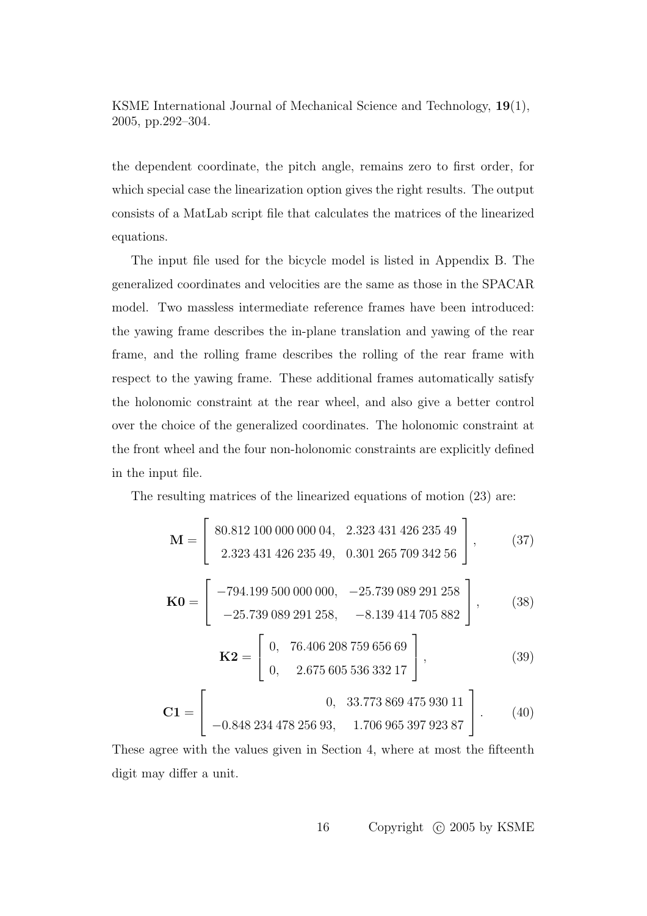the dependent coordinate, the pitch angle, remains zero to first order, for which special case the linearization option gives the right results. The output consists of a MatLab script file that calculates the matrices of the linearized equations.

The input file used for the bicycle model is listed in Appendix B. The generalized coordinates and velocities are the same as those in the SPACAR model. Two massless intermediate reference frames have been introduced: the yawing frame describes the in-plane translation and yawing of the rear frame, and the rolling frame describes the rolling of the rear frame with respect to the yawing frame. These additional frames automatically satisfy the holonomic constraint at the rear wheel, and also give a better control over the choice of the generalized coordinates. The holonomic constraint at the front wheel and the four non-holonomic constraints are explicitly defined in the input file.

The resulting matrices of the linearized equations of motion (23) are:

$$\mathbf{M} = \begin{bmatrix} 80.812\,100\,000\,000\,04, & 2.323\,431\,426\,235\,49 \\ 2.323\,431\,426\,235\,49, & 0.301\,265\,709\,342\,56 \end{bmatrix}, \tag{37}$$

$$\mathbf{K0} = \begin{bmatrix} -794.199\,500\,000\,000, & -25.739\,089\,291\,258 \\ -25.739\,089\,291\,258, & -8.139\,414\,705\,882 \end{bmatrix}, \tag{38}$$

$$\mathbf{K2} = \begin{bmatrix} 0, & 76.406\,208\,759\,656\,69 \\ 0, & 2.675\,605\,536\,332\,17 \end{bmatrix}, \tag{39}$$

$$\mathbf{C1} = \begin{bmatrix} 0, & 33.773\,869\,475\,930\,11 \\ -0.848\,234\,478\,256\,93, & 1.706\,965\,397\,923\,87 \end{bmatrix}. \tag{40}$$

These agree with the values given in Section 4, where at most the fifteenth digit may differ a unit.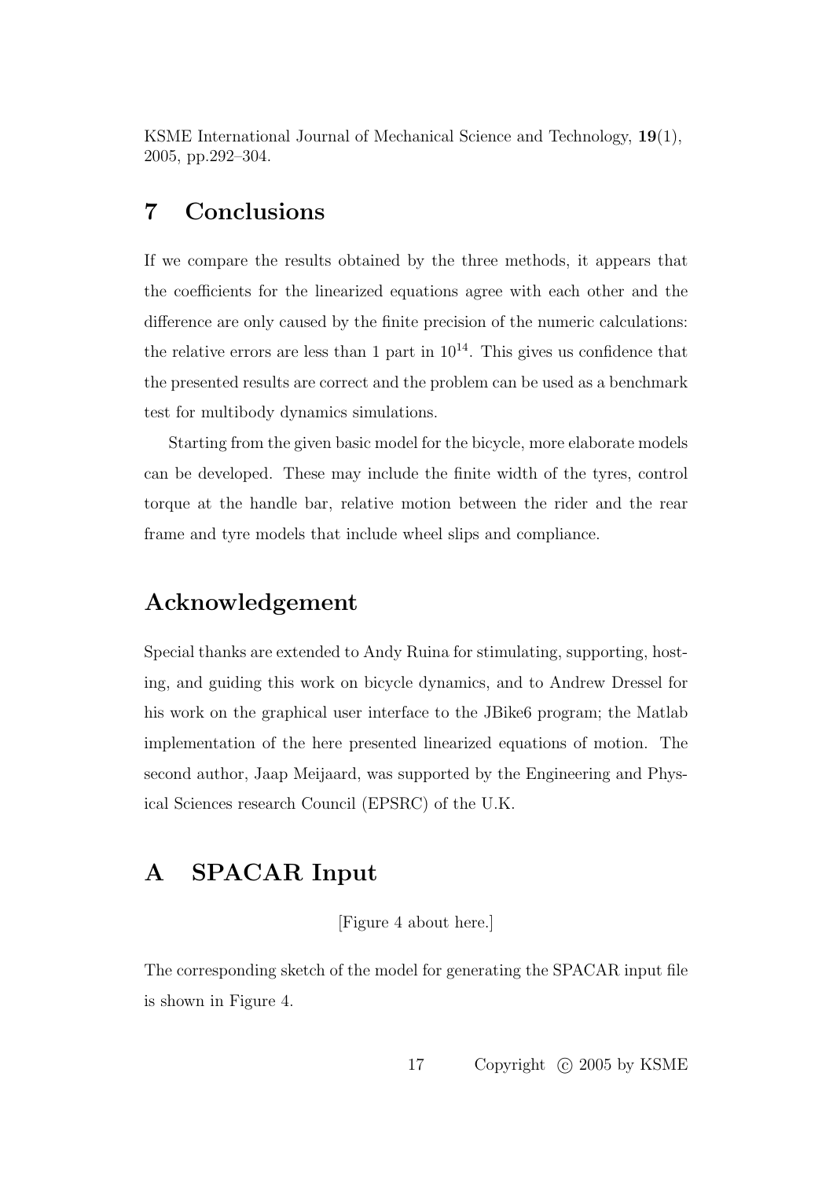KSME International Journal of Mechanical Science and Technology, **19**(1), 2005, pp.292–304.

# 7 Conclusions

If we compare the results obtained by the three methods, it appears that the coefficients for the linearized equations agree with each other and the difference are only caused by the finite precision of the numeric calculations: the relative errors are less than 1 part in $10^{14}$. This gives us confidence that the presented results are correct and the problem can be used as a benchmark test for multibody dynamics simulations.

Starting from the given basic model for the bicycle, more elaborate models can be developed. These may include the finite width of the tyres, control torque at the handle bar, relative motion between the rider and the rear frame and tyre models that include wheel slips and compliance.

# Acknowledgement

Special thanks are extended to Andy Ruina for stimulating, supporting, hosting, and guiding this work on bicycle dynamics, and to Andrew Dressel for his work on the graphical user interface to the JBike6 program; the Matlab implementation of the here presented linearized equations of motion. The second author, Jaap Meijaard, was supported by the Engineering and Physical Sciences research Council (EPSRC) of the U.K.

# A SPACAR Input

[Figure 4 about here.]

The corresponding sketch of the model for generating the SPACAR input file is shown in Figure 4.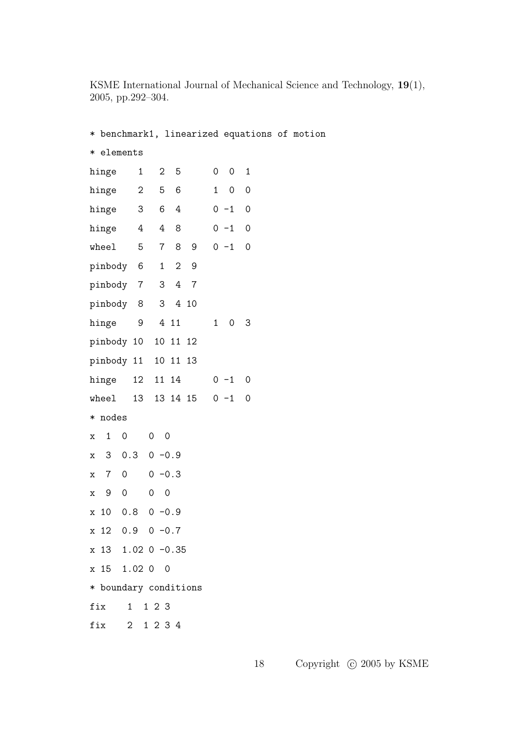```
* benchmark1, linearized equations of motion
* elements
hinge    1   2  5      0  0  1
hinge    2   5  6      1  0  0
hinge    3   6  4      0 -1  0
hinge    4   4  8      0 -1  0
wheel    5   7  8  9   0 -1  0
pinbody  6   1  2  9
pinbody  7   3  4  7
pinbody  8   3  4 10
hinge    9   4 11      1  0  3
pinbody 10  10 11 12
pinbody 11  10 11 13
hinge   12  11 14      0 -1  0
wheel   13  13 14 15   0 -1  0
* nodes
x  1  0    0  0
x  3  0.3  0 -0.9
x  7  0    0 -0.3
x  9  0    0  0
x 10  0.8  0 -0.9
x 12  0.9  0 -0.7
x 13  1.02 0 -0.35
x 15  1.02 0  0
* boundary conditions
fix    1  1 2 3
fix    2  1 2 3 4
```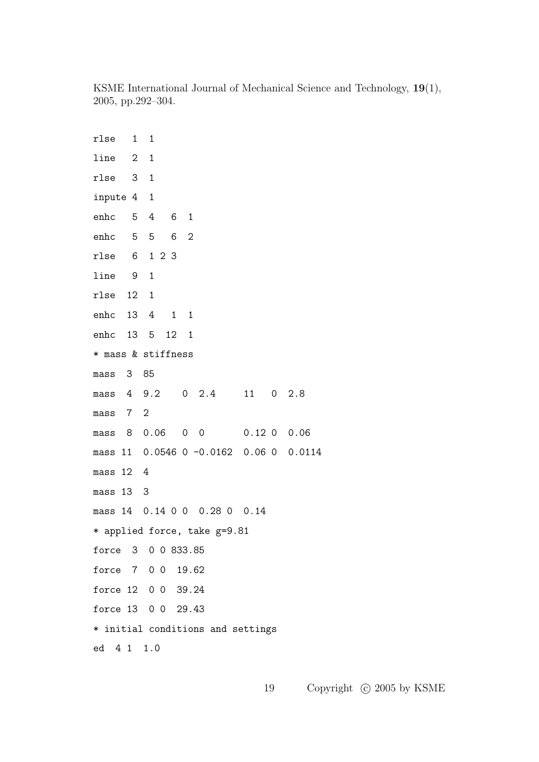```
rlse   1  1
line   2  1
rlse   3  1
inpute 4  1
enhc   5  4   6  1
enhc   5  5   6  2
rlse   6  1 2 3
line   9  1
rlse  12  1
enhc  13  4   1  1
enhc  13  5  12  1
* mass & stiffness
mass  3  85
mass  4  9.2    0  2.4     11   0  2.8
mass  7  2
mass  8  0.06   0  0       0.12 0  0.06
mass 11  0.0546 0 -0.0162  0.06 0  0.0114
mass 12  4
mass 13  3
mass 14  0.14 0 0  0.28 0  0.14
* applied force, take g=9.81
force  3  0 0 833.85
force  7  0 0  19.62
force 12  0 0  39.24
force 13  0 0  29.43
* initial conditions and settings
ed  4 1  1.0
```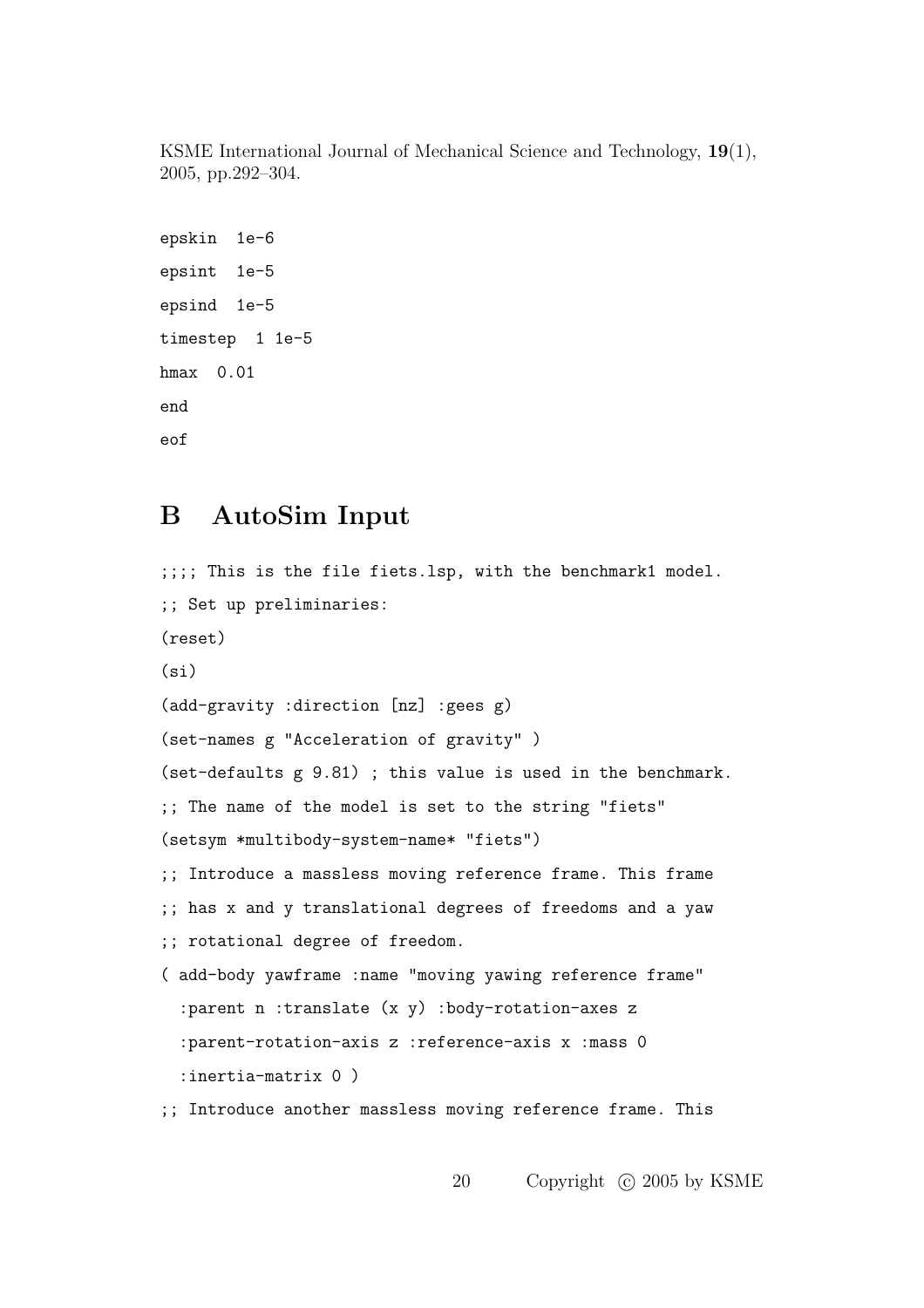```
epskin  1e-6
epsint  1e-5
epsind  1e-5
timestep  1 1e-5
hmax  0.01
end
eof
```

## B AutoSim Input

```
;;;; This is the file fiets.lsp, with the benchmark1 model.
;; Set up preliminaries:
(reset)
(si)
(add-gravity :direction [nz] :gees g)
(set-names g "Acceleration of gravity" )
(set-defaults g 9.81) ; this value is used in the benchmark.
;; The name of the model is set to the string "fiets"
(setsym *multibody-system-name* "fiets")
;; Introduce a massless moving reference frame. This frame
;; has x and y translational degrees of freedoms and a yaw
;; rotational degree of freedom.
( add-body yawframe :name "moving yawing reference frame"
  :parent n :translate (x y) :body-rotation-axes z
  :parent-rotation-axis z :reference-axis x :mass 0
  :inertia-matrix 0 )
;; Introduce another massless moving reference frame. This
```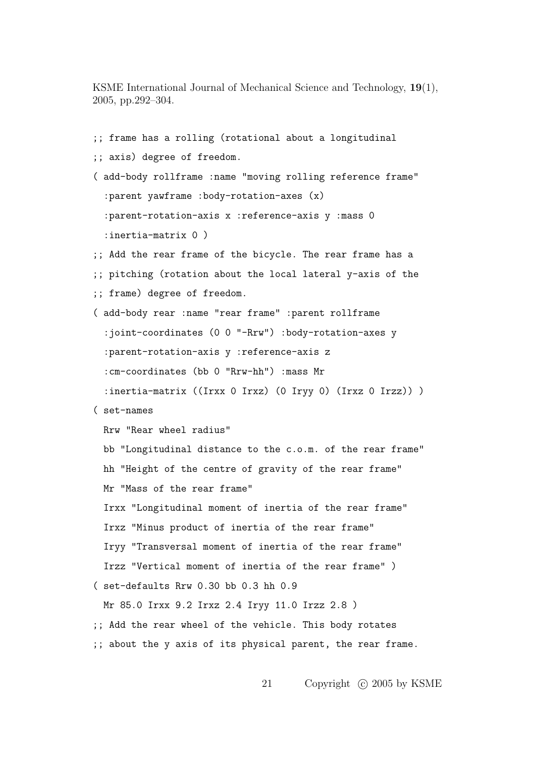```
;; frame has a rolling (rotational about a longitudinal
;; axis) degree of freedom.
( add-body rollframe :name "moving rolling reference frame"
  :parent yawframe :body-rotation-axes (x)
  :parent-rotation-axis x :reference-axis y :mass 0
  :inertia-matrix 0 )
;; Add the rear frame of the bicycle. The rear frame has a
;; pitching (rotation about the local lateral y-axis of the
;; frame) degree of freedom.
( add-body rear :name "rear frame" :parent rollframe
  :joint-coordinates (0 0 "-Rrw") :body-rotation-axes y
  :parent-rotation-axis y :reference-axis z
  :cm-coordinates (bb 0 "Rrw-hh") :mass Mr
  :inertia-matrix ((Irxx 0 Irxz) (0 Iryy 0) (Irxz 0 Irzz)) )
( set-names
  Rrw "Rear wheel radius"
  bb "Longitudinal distance to the c.o.m. of the rear frame"
  hh "Height of the centre of gravity of the rear frame"
  Mr "Mass of the rear frame"
  Irxx "Longitudinal moment of inertia of the rear frame"
  Irxz "Minus product of inertia of the rear frame"
  Iryy "Transversal moment of inertia of the rear frame"
  Irzz "Vertical moment of inertia of the rear frame" )
( set-defaults Rrw 0.30 bb 0.3 hh 0.9
  Mr 85.0 Irxx 9.2 Irxz 2.4 Iryy 11.0 Irzz 2.8 )
;; Add the rear wheel of the vehicle. This body rotates
;; about the y axis of its physical parent, the rear frame.
```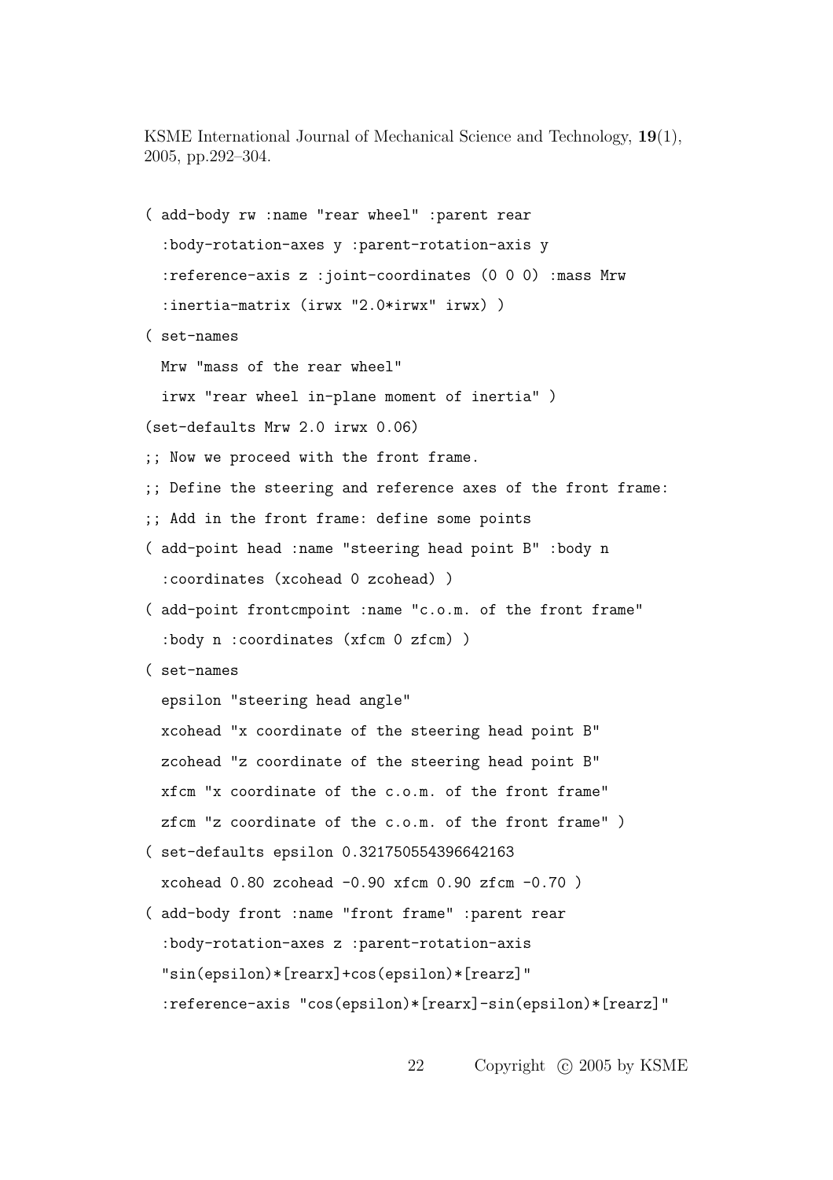```
( add-body rw :name "rear wheel" :parent rear
  :body-rotation-axes y :parent-rotation-axis y
  :reference-axis z :joint-coordinates (0 0 0) :mass Mrw
  :inertia-matrix (irwx "2.0*irwx" irwx) )
( set-names
  Mrw "mass of the rear wheel"
  irwx "rear wheel in-plane moment of inertia" )
(set-defaults Mrw 2.0 irwx 0.06)
;; Now we proceed with the front frame.
;; Define the steering and reference axes of the front frame:
;; Add in the front frame: define some points
( add-point head :name "steering head point B" :body n
  :coordinates (xcohead 0 zcohead) )
( add-point frontcmpoint :name "c.o.m. of the front frame"
  :body n :coordinates (xfcm 0 zfcm) )
( set-names
  epsilon "steering head angle"
  xcohead "x coordinate of the steering head point B"
  zcohead "z coordinate of the steering head point B"
  xfcm "x coordinate of the c.o.m. of the front frame"
  zfcm "z coordinate of the c.o.m. of the front frame" )
( set-defaults epsilon 0.3217505543966442163
  xcohead 0.80 zcohead -0.90 xfcm 0.90 zfcm -0.70 )
( add-body front :name "front frame" :parent rear
  :body-rotation-axes z :parent-rotation-axis
  "sin(epsilon)*[rearx]+cos(epsilon)*[rearz]"
  :reference-axis "cos(epsilon)*[rearx]-sin(epsilon)*[rearz]"
```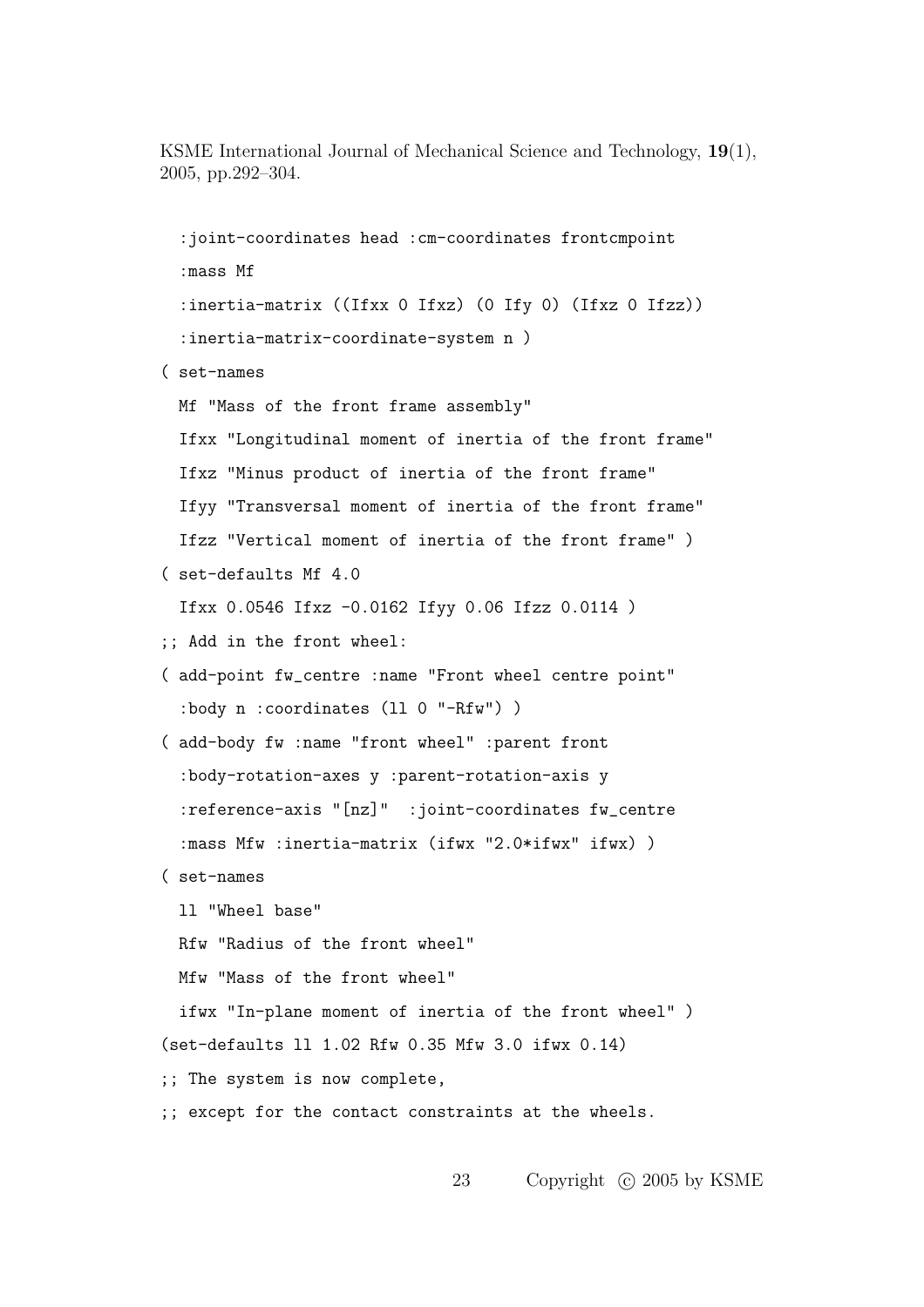```
  :joint-coordinates head :cm-coordinates frontcmpoint
  :mass Mf
  :inertia-matrix ((Ifxx 0 Ifxz) (0 Ify 0) (Ifxz 0 Ifzz))
  :inertia-matrix-coordinate-system n )
( set-names
  Mf "Mass of the front frame assembly"
  Ifxx "Longitudinal moment of inertia of the front frame"
  Ifxz "Minus product of inertia of the front frame"
  Ifyy "Transversal moment of inertia of the front frame"
  Ifzz "Vertical moment of inertia of the front frame" )
( set-defaults Mf 4.0
  Ifxx 0.0546 Ifxz -0.0162 Ifyy 0.06 Ifzz 0.0114 )
;; Add in the front wheel:
( add-point fw_centre :name "Front wheel centre point"
  :body n :coordinates (ll 0 "-Rfw") )
( add-body fw :name "front wheel" :parent front
  :body-rotation-axes y :parent-rotation-axis y
  :reference-axis "[nz]"  :joint-coordinates fw_centre
  :mass Mfw :inertia-matrix (ifwx "2.0*ifwx" ifwx) )
( set-names
  ll "Wheel base"
  Rfw "Radius of the front wheel"
  Mfw "Mass of the front wheel"
  ifwx "In-plane moment of inertia of the front wheel" )
(set-defaults ll 1.02 Rfw 0.35 Mfw 3.0 ifwx 0.14)
;; The system is now complete,
;; except for the contact constraints at the wheels.
```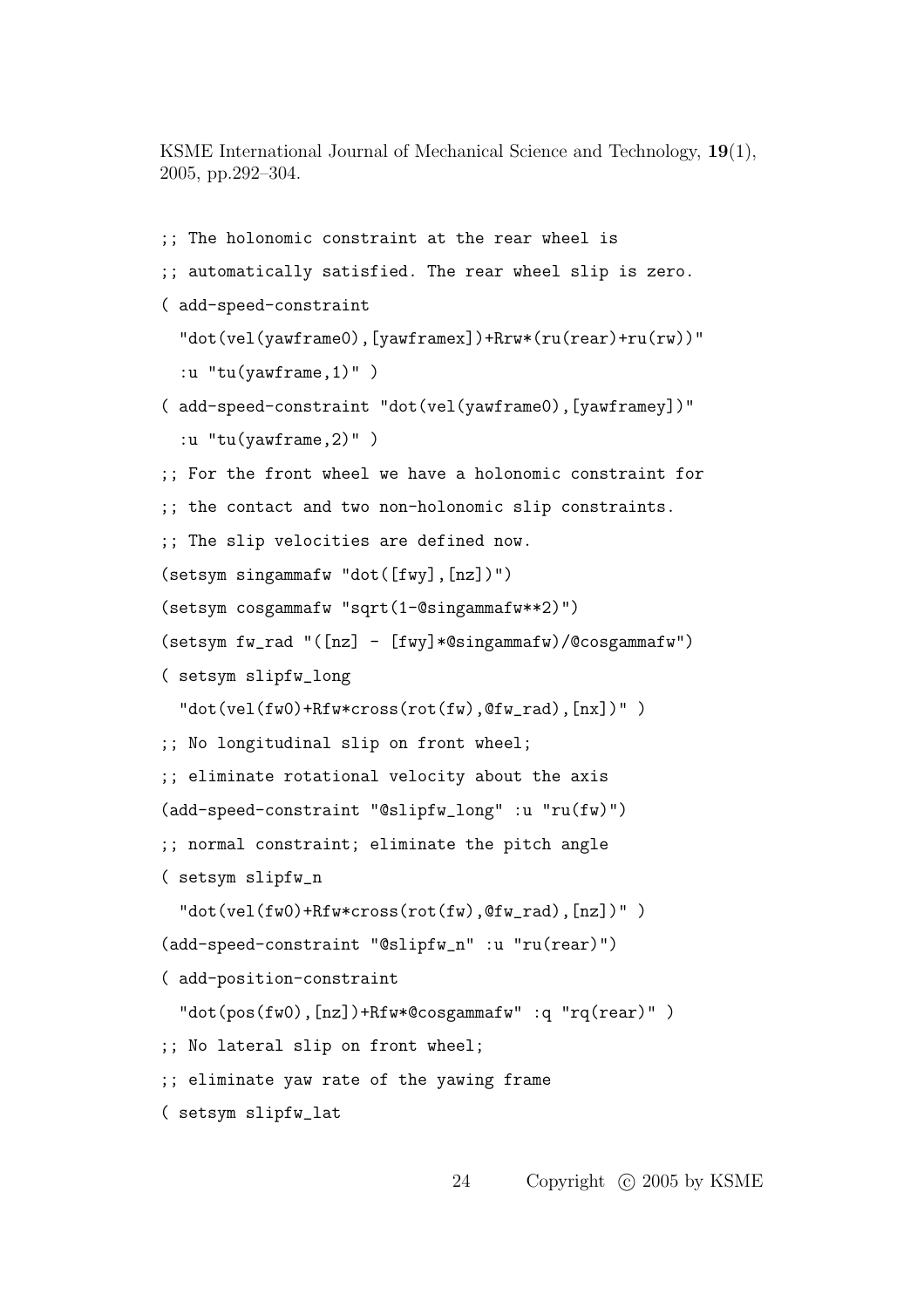```
;; The holonomic constraint at the rear wheel is
;; automatically satisfied. The rear wheel slip is zero.
( add-speed-constraint
  "dot(vel(yawframe0),[yawframex])+Rrw*(ru(rear)+ru(rw))"
  :u "tu(yawframe,1)" )
( add-speed-constraint "dot(vel(yawframe0),[yawframey])"
  :u "tu(yawframe,2)" )
;; For the front wheel we have a holonomic constraint for
;; the contact and two non-holonomic slip constraints.
;; The slip velocities are defined now.
(setsym singammafw "dot([fwy],[nz])")
(setsym cosgammafw "sqrt(1-@singammafw**2)")
(setsym fw_rad "([nz] - [fwy]*@singammafw)/@cosgammafw")
( setsym slipfw_long
  "dot(vel(fw0)+Rfw*cross(rot(fw),@fw_rad),[nx])" )
;; No longitudinal slip on front wheel;
;; eliminate rotational velocity about the axis
(add-speed-constraint "@slipfw_long" :u "ru(fw)")
;; normal constraint; eliminate the pitch angle
( setsym slipfw_n
  "dot(vel(fw0)+Rfw*cross(rot(fw),@fw_rad),[nz])" )
(add-speed-constraint "@slipfw_n" :u "ru(rear)")
( add-position-constraint
  "dot(pos(fw0),[nz])+Rfw*@cosgammafw" :q "rq(rear)" )
;; No lateral slip on front wheel;
;; eliminate yaw rate of the yawing frame
( setsym slipfw_lat
```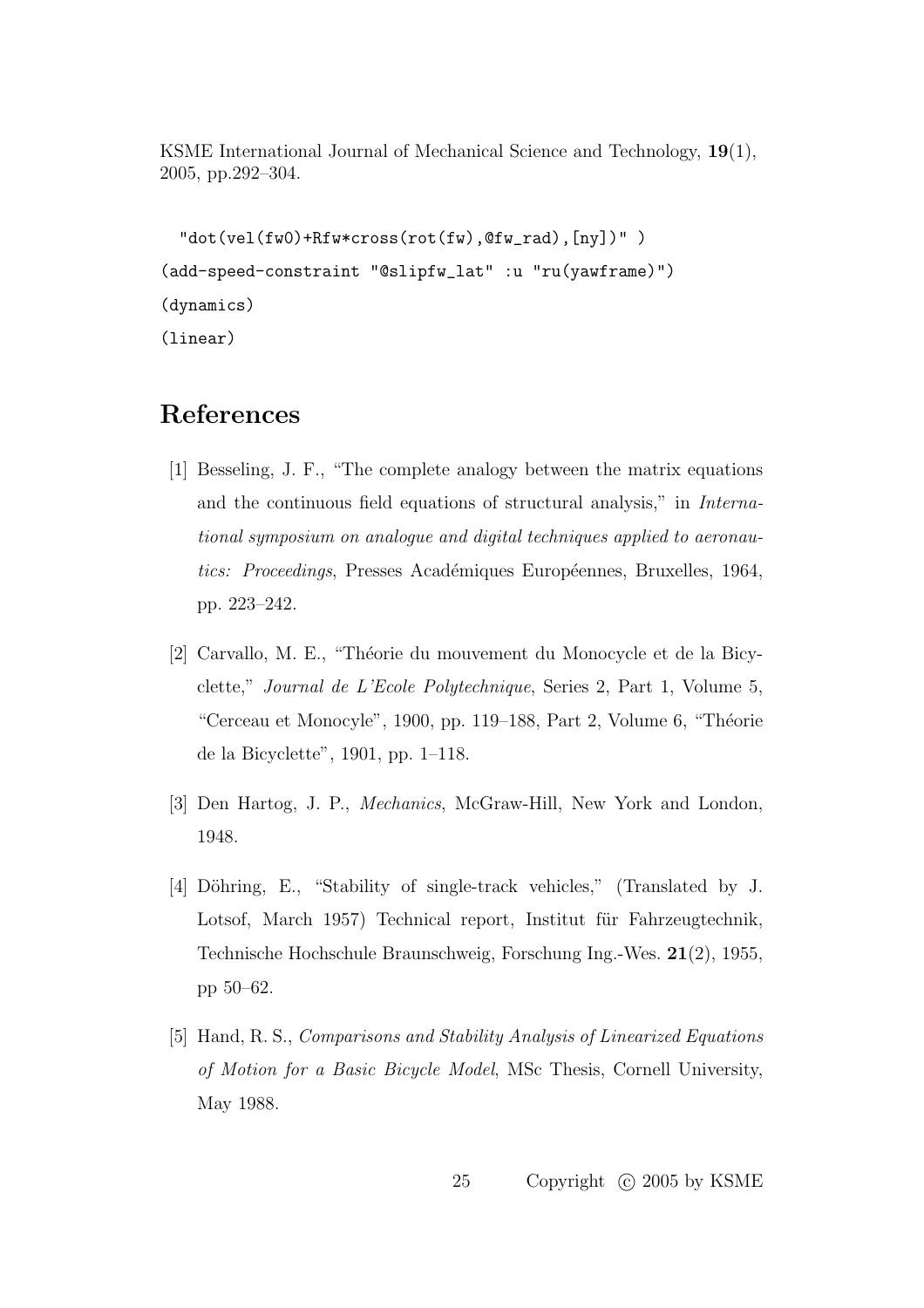KSME International Journal of Mechanical Science and Technology, **19**(1), 2005, pp.292–304.

```
  "dot(vel(fw0)+Rfw*cross(rot(fw),@fw_rad),[ny])" )
(add-speed-constraint "@slipfw_lat" :u "ru(yawframe)")
(dynamics)
(linear)
```

# References

[1] Besseling, J. F., "The complete analogy between the matrix equations and the continuous field equations of structural analysis," in *International symposium on analogue and digital techniques applied to aeronautics: Proceedings*, Presses Académiques Européennes, Bruxelles, 1964, pp. 223–242.

[2] Carvallo, M. E., "Théorie du mouvement du Monocycle et de la Bicyclette," *Journal de L'Ecole Polytechnique*, Series 2, Part 1, Volume 5, "Cerceau et Monocyle", 1900, pp. 119–188, Part 2, Volume 6, "Théorie de la Bicyclette", 1901, pp. 1–118.

[3] Den Hartog, J. P., *Mechanics*, McGraw-Hill, New York and London, 1948.

[4] Döhring, E., "Stability of single-track vehicles," (Translated by J. Lotsof, March 1957) Technical report, Institut für Fahrzeugtechnik, Technische Hochschule Braunschweig, Forschung Ing.-Wes. **21**(2), 1955, pp 50–62.

[5] Hand, R. S., *Comparisons and Stability Analysis of Linearized Equations of Motion for a Basic Bicycle Model*, MSc Thesis, Cornell University, May 1988.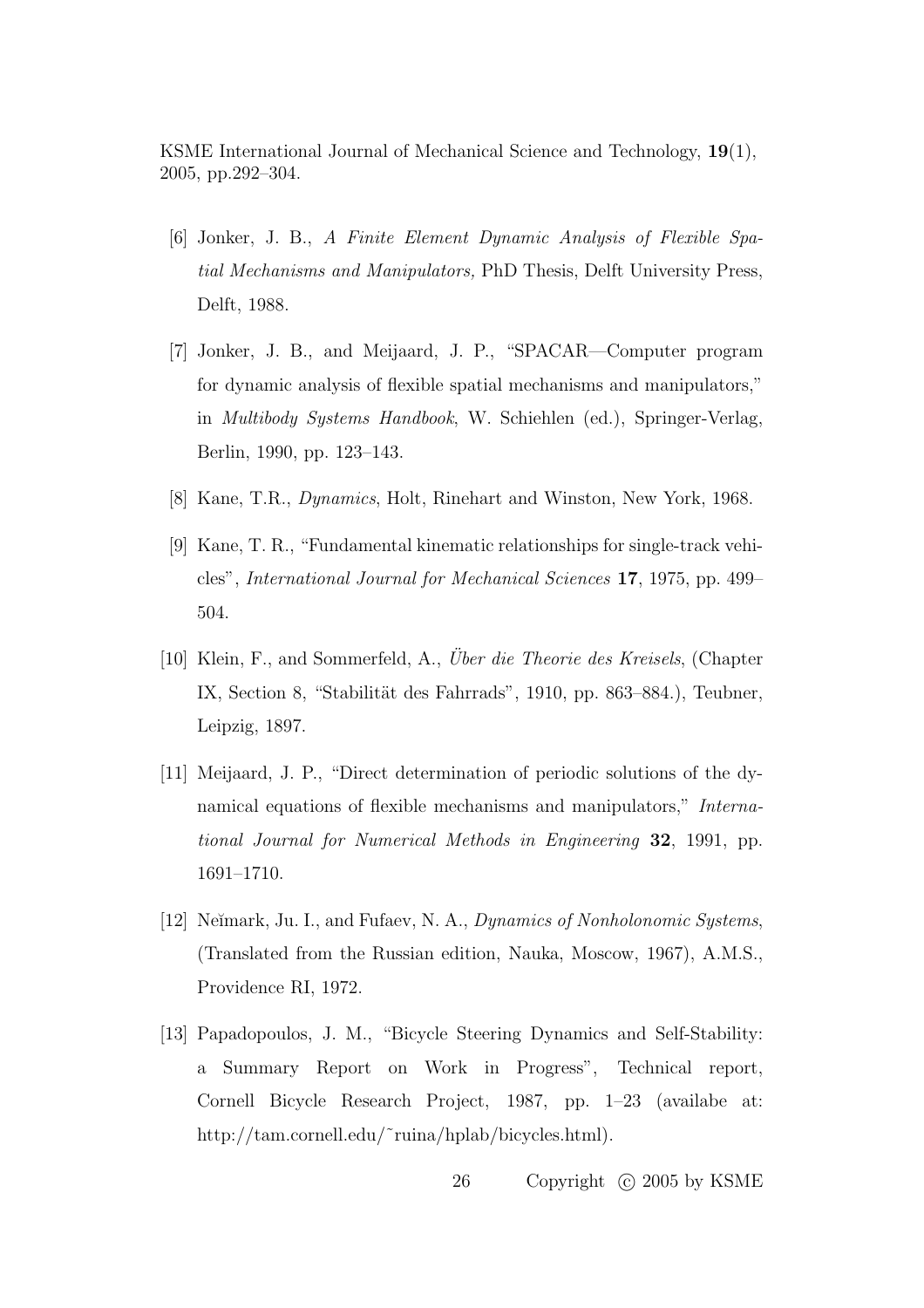KSME International Journal of Mechanical Science and Technology, **19**(1), 2005, pp.292–304.

[6] Jonker, J. B., *A Finite Element Dynamic Analysis of Flexible Spatial Mechanisms and Manipulators,* PhD Thesis, Delft University Press, Delft, 1988.

[7] Jonker, J. B., and Meijaard, J. P., "SPACAR—Computer program for dynamic analysis of flexible spatial mechanisms and manipulators," in *Multibody Systems Handbook*, W. Schiehlen (ed.), Springer-Verlag, Berlin, 1990, pp. 123–143.

[8] Kane, T.R., *Dynamics*, Holt, Rinehart and Winston, New York, 1968.

[9] Kane, T. R., "Fundamental kinematic relationships for single-track vehicles", *International Journal for Mechanical Sciences* **17**, 1975, pp. 499–504.

[10] Klein, F., and Sommerfeld, A., *Über die Theorie des Kreisels*, (Chapter IX, Section 8, "Stabilität des Fahrrads", 1910, pp. 863–884.), Teubner, Leipzig, 1897.

[11] Meijaard, J. P., "Direct determination of periodic solutions of the dynamical equations of flexible mechanisms and manipulators," *International Journal for Numerical Methods in Engineering* **32**, 1991, pp. 1691–1710.

[12] Neĭmark, Ju. I., and Fufaev, N. A., *Dynamics of Nonholonomic Systems*, (Translated from the Russian edition, Nauka, Moscow, 1967), A.M.S., Providence RI, 1972.

[13] Papadopoulos, J. M., "Bicycle Steering Dynamics and Self-Stability: a Summary Report on Work in Progress", Technical report, Cornell Bicycle Research Project, 1987, pp. 1–23 (availabe at: http://tam.cornell.edu/˜ruina/hplab/bicycles.html).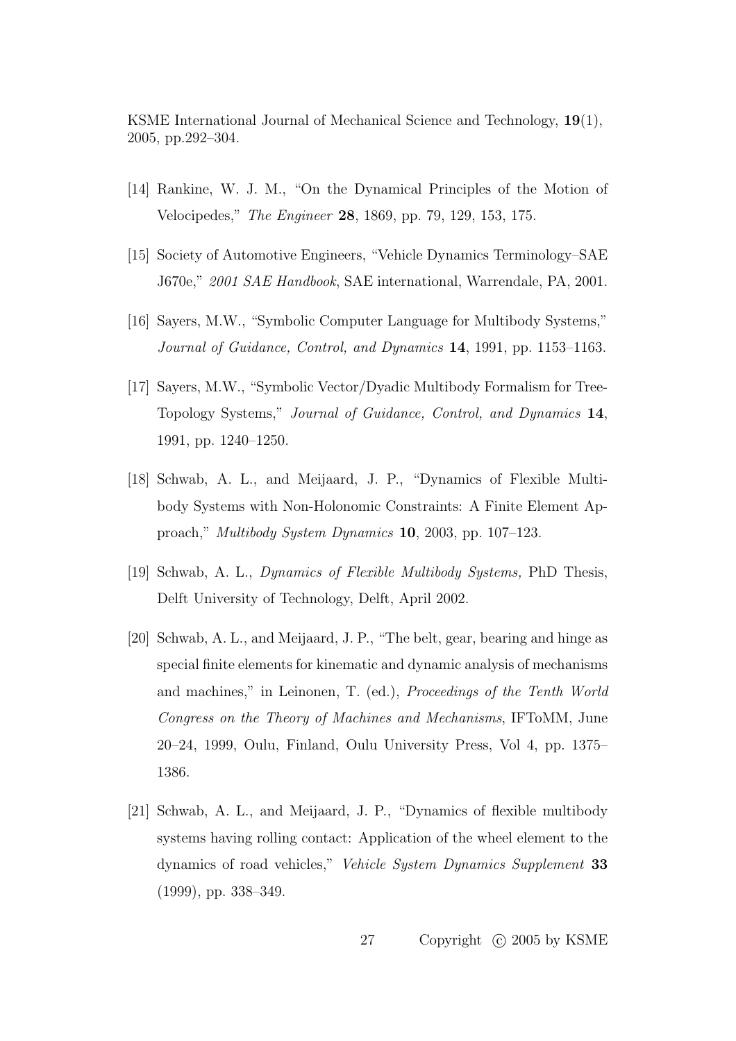KSME International Journal of Mechanical Science and Technology, **19**(1), 2005, pp.292–304.

[14] Rankine, W. J. M., "On the Dynamical Principles of the Motion of Velocipedes," *The Engineer* **28**, 1869, pp. 79, 129, 153, 175.

[15] Society of Automotive Engineers, "Vehicle Dynamics Terminology–SAE J670e," *2001 SAE Handbook*, SAE international, Warrendale, PA, 2001.

[16] Sayers, M.W., "Symbolic Computer Language for Multibody Systems," *Journal of Guidance, Control, and Dynamics* **14**, 1991, pp. 1153–1163.

[17] Sayers, M.W., "Symbolic Vector/Dyadic Multibody Formalism for Tree-Topology Systems," *Journal of Guidance, Control, and Dynamics* **14**, 1991, pp. 1240–1250.

[18] Schwab, A. L., and Meijaard, J. P., "Dynamics of Flexible Multibody Systems with Non-Holonomic Constraints: A Finite Element Approach," *Multibody System Dynamics* **10**, 2003, pp. 107–123.

[19] Schwab, A. L., *Dynamics of Flexible Multibody Systems,* PhD Thesis, Delft University of Technology, Delft, April 2002.

[20] Schwab, A. L., and Meijaard, J. P., "The belt, gear, bearing and hinge as special finite elements for kinematic and dynamic analysis of mechanisms and machines," in Leinonen, T. (ed.), *Proceedings of the Tenth World Congress on the Theory of Machines and Mechanisms*, IFToMM, June 20–24, 1999, Oulu, Finland, Oulu University Press, Vol 4, pp. 1375–1386.

[21] Schwab, A. L., and Meijaard, J. P., "Dynamics of flexible multibody systems having rolling contact: Application of the wheel element to the dynamics of road vehicles," *Vehicle System Dynamics Supplement* **33** (1999), pp. 338–349.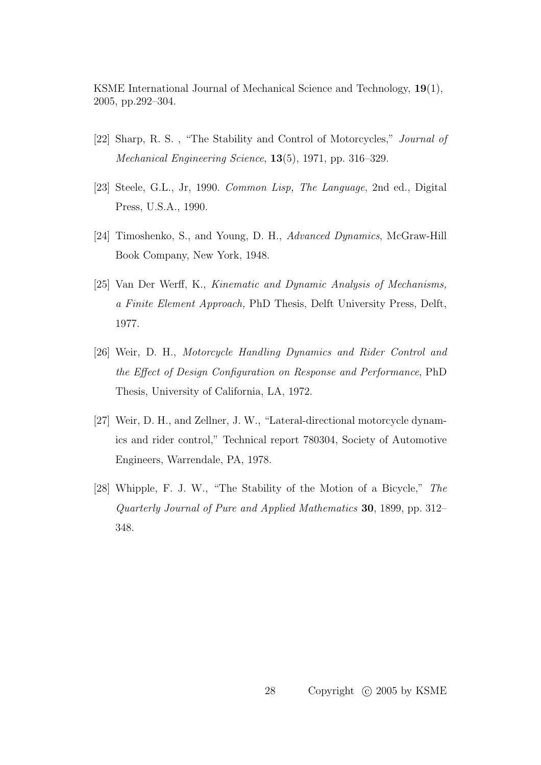KSME International Journal of Mechanical Science and Technology, **19**(1), 2005, pp.292–304.

[22] Sharp, R. S. , "The Stability and Control of Motorcycles," *Journal of Mechanical Engineering Science*, **13**(5), 1971, pp. 316–329.

[23] Steele, G.L., Jr, 1990. *Common Lisp, The Language*, 2nd ed., Digital Press, U.S.A., 1990.

[24] Timoshenko, S., and Young, D. H., *Advanced Dynamics*, McGraw-Hill Book Company, New York, 1948.

[25] Van Der Werff, K., *Kinematic and Dynamic Analysis of Mechanisms, a Finite Element Approach,* PhD Thesis, Delft University Press, Delft, 1977.

[26] Weir, D. H., *Motorcycle Handling Dynamics and Rider Control and the Effect of Design Configuration on Response and Performance*, PhD Thesis, University of California, LA, 1972.

[27] Weir, D. H., and Zellner, J. W., "Lateral-directional motorcycle dynamics and rider control," Technical report 780304, Society of Automotive Engineers, Warrendale, PA, 1978.

[28] Whipple, F. J. W., "The Stability of the Motion of a Bicycle," *The Quarterly Journal of Pure and Applied Mathematics* **30**, 1899, pp. 312–348.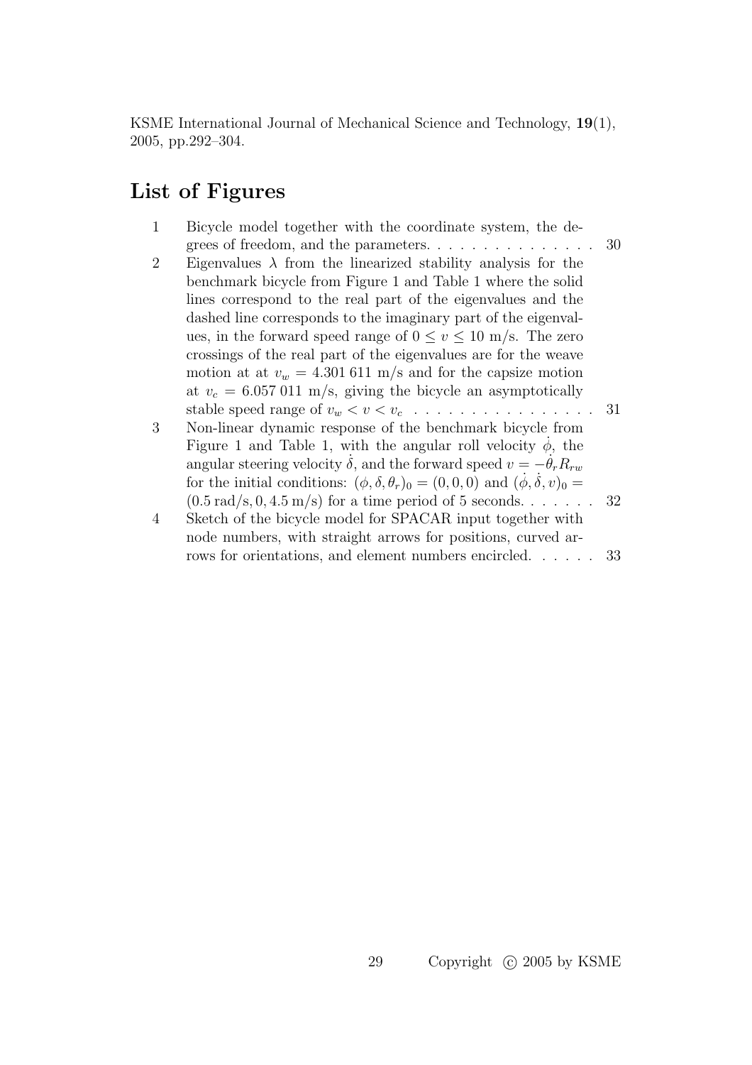## List of Figures

1. Bicycle model together with the coordinate system, the degrees of freedom, and the parameters. . . . . . . . . . . . . . . . 30
2. Eigenvalues $\lambda$ from the linearized stability analysis for the benchmark bicycle from Figure 1 and Table 1 where the solid lines correspond to the real part of the eigenvalues and the dashed line corresponds to the imaginary part of the eigenvalues, in the forward speed range of $0 \leq v \leq 10$ m/s. The zero crossings of the real part of the eigenvalues are for the weave motion at at $v_w = 4.301\,611$ m/s and for the capsize motion at $v_c = 6.057\,011$ m/s, giving the bicycle an asymptotically stable speed range of $v_w < v < v_c$ . . . . . . . . . . . . . . . . 31
3. Non-linear dynamic response of the benchmark bicycle from Figure 1 and Table 1, with the angular roll velocity $\dot{\phi}$, the angular steering velocity $\dot{\delta}$, and the forward speed $v = -\dot{\theta}_r R_{rw}$ for the initial conditions: $(\phi, \delta, \theta_r)_0 = (0, 0, 0)$ and $(\dot{\phi}, \dot{\delta}, v)_0 = (0.5\,\text{rad/s}, 0, 4.5\,\text{m/s})$ for a time period of 5 seconds. . . . . . . 32
4. Sketch of the bicycle model for SPACAR input together with node numbers, with straight arrows for positions, curved arrows for orientations, and element numbers encircled. . . . . . 33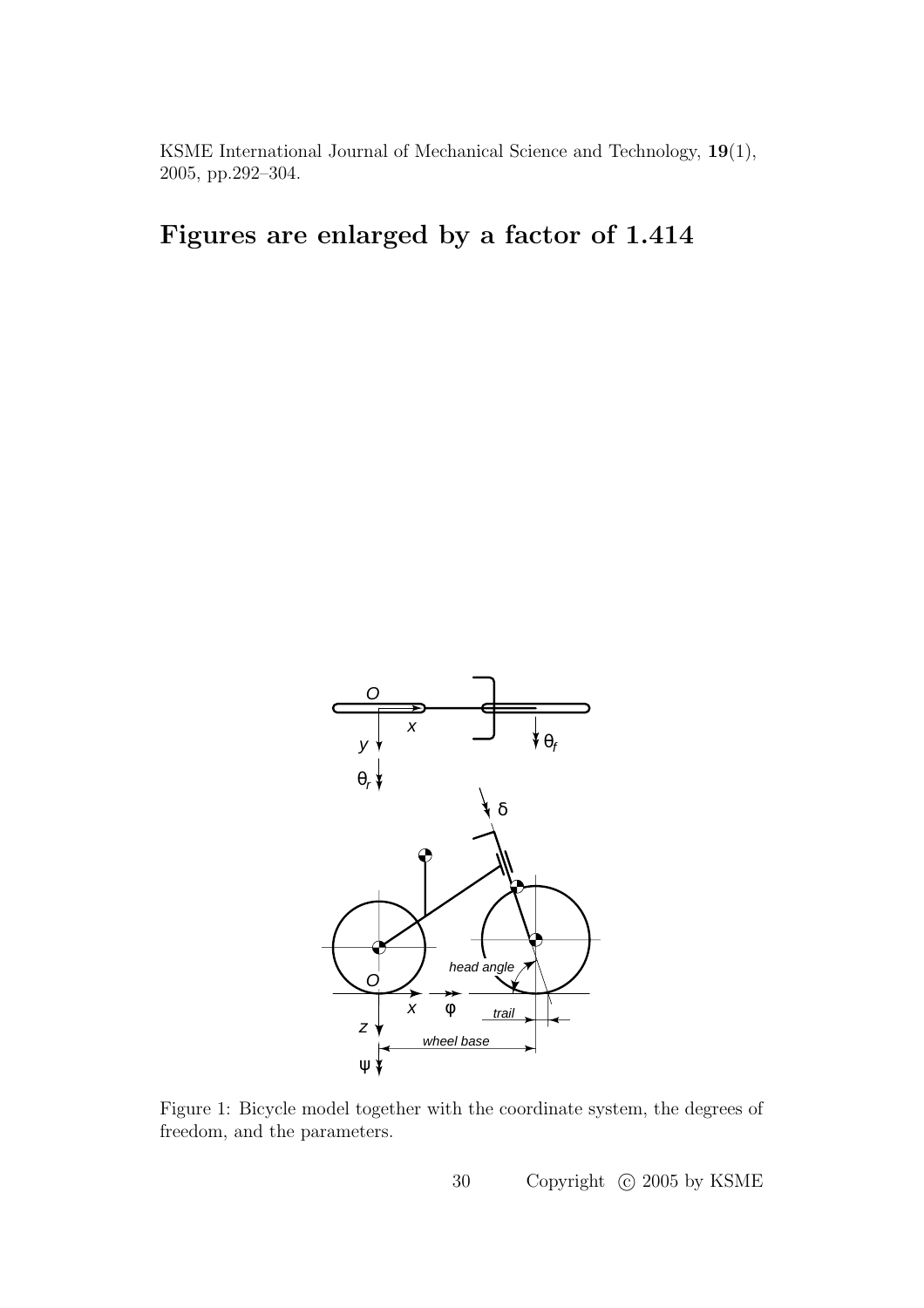KSME International Journal of Mechanical Science and Technology, **19**(1), 2005, pp.292–304.

# Figures are enlarged by a factor of 1.414

Figure 1: Bicycle model together with the coordinate system, the degrees of freedom, and the parameters.

Copyright © 2005 by KSME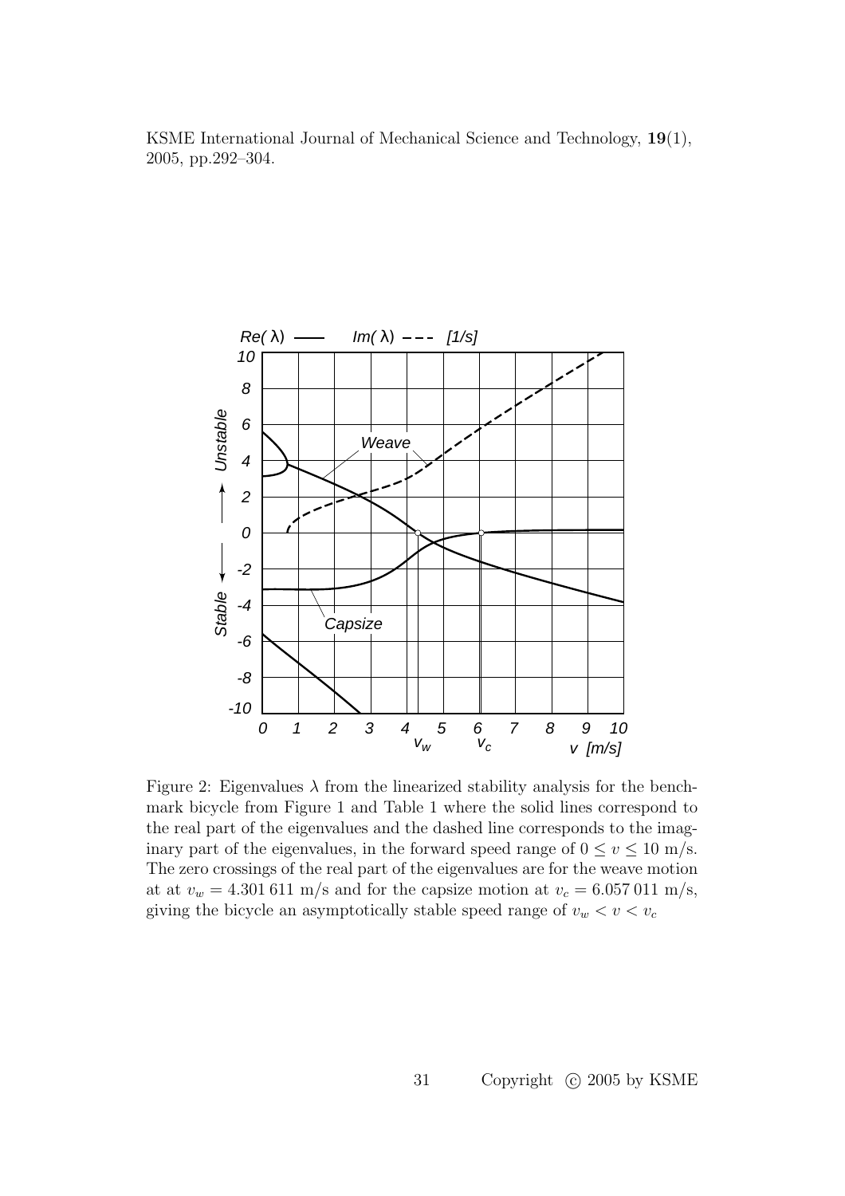Figure 2: Eigenvalues $\lambda$ from the linearized stability analysis for the benchmark bicycle from Figure 1 and Table 1 where the solid lines correspond to the real part of the eigenvalues and the dashed line corresponds to the imaginary part of the eigenvalues, in the forward speed range of $0 \leq v \leq 10$ m/s. The zero crossings of the real part of the eigenvalues are for the weave motion at at $v_w = 4.301\,611$ m/s and for the capsize motion at $v_c = 6.057\,011$ m/s, giving the bicycle an asymptotically stable speed range of $v_w < v < v_c$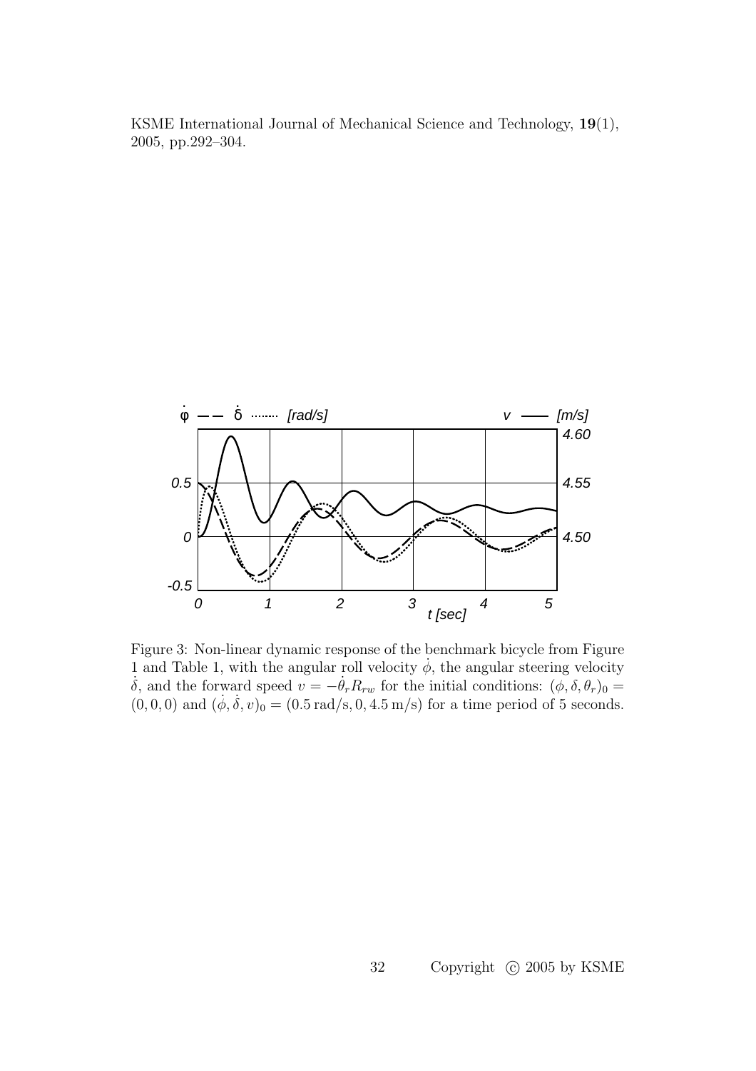Figure 3: Non-linear dynamic response of the benchmark bicycle from Figure 1 and Table 1, with the angular roll velocity $\dot{\phi}$, the angular steering velocity $\dot{\delta}$, and the forward speed $v = -\dot{\theta}_r R_{rw}$ for the initial conditions: $(\phi, \delta, \theta_r)_0 = (0, 0, 0)$ and $(\dot{\phi}, \dot{\delta}, v)_0 = (0.5\,\text{rad/s}, 0, 4.5\,\text{m/s})$ for a time period of 5 seconds.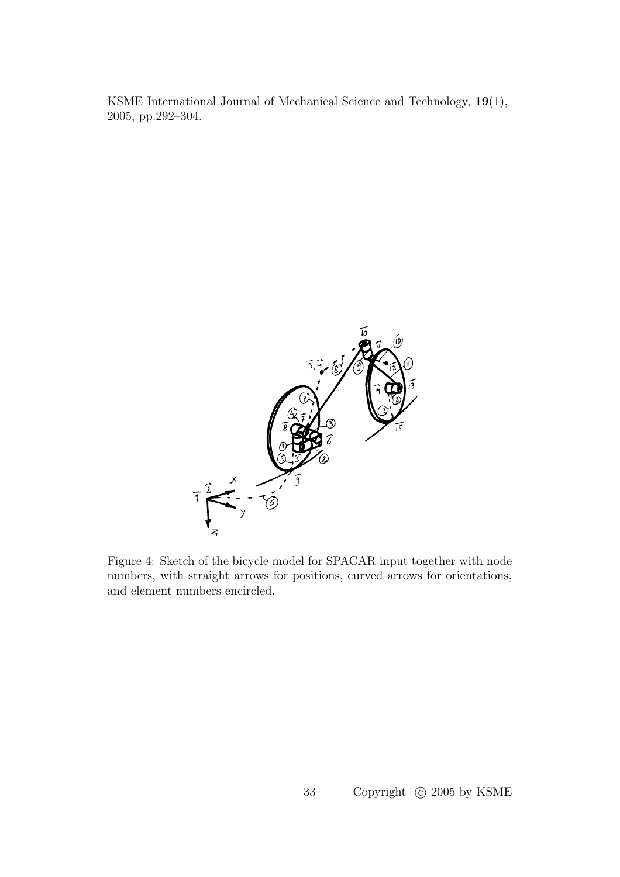Figure 4: Sketch of the bicycle model for SPACAR input together with node numbers, with straight arrows for positions, curved arrows for orientations, and element numbers encircled.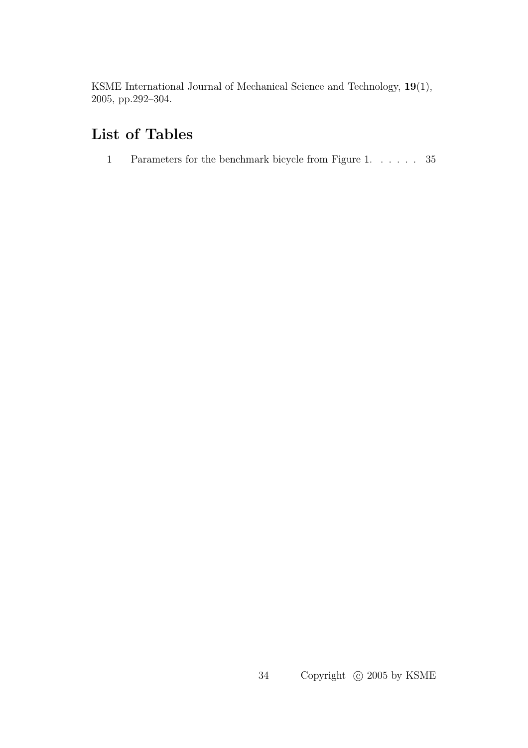## List of Tables

1 Parameters for the benchmark bicycle from Figure 1. . . . . . 35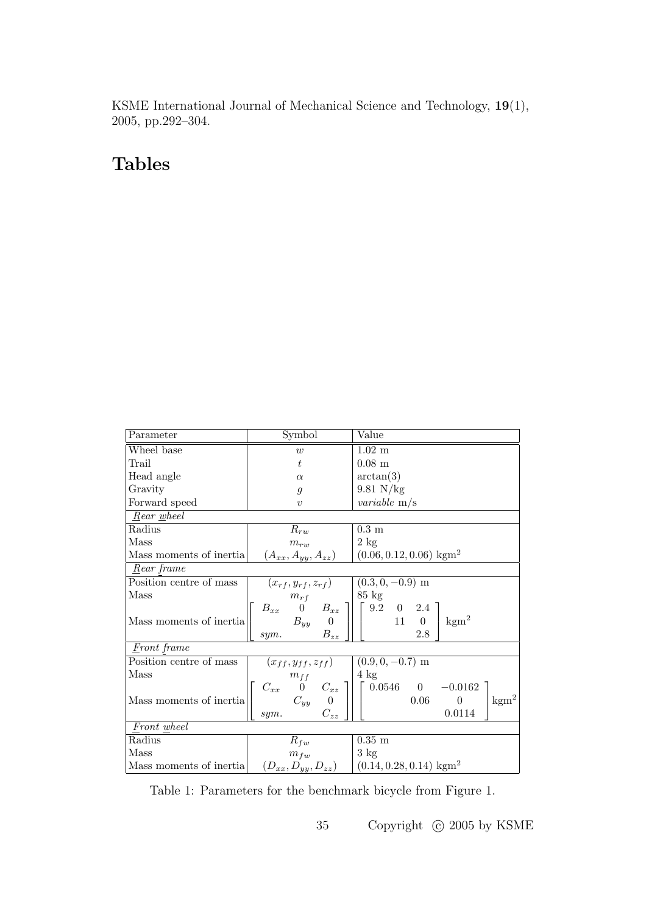# Tables

| Parameter | Symbol | Value |
|---|---|---|
| Wheel base | $w$ | 1.02 m |
| Trail | $t$ | 0.08 m |
| Head angle | $\alpha$ | $\arctan(3)$ |
| Gravity | $g$ | 9.81 N/kg |
| Forward speed | $v$ | *variable* m/s |
| ***R**ear **w**heel* | | |
| Radius | $R_{rw}$ | 0.3 m |
| Mass | $m_{rw}$ | 2 kg |
| Mass moments of inertia | $(A_{xx}, A_{yy}, A_{zz})$ | $(0.06, 0.12, 0.06)$ kgm$^2$ |
| ***R**ear **f**rame* | | |
| Position centre of mass | $(x_{rf}, y_{rf}, z_{rf})$ | $(0.3, 0, -0.9)$ m |
| Mass | $m_{rf}$ | 85 kg |
| Mass moments of inertia | $\begin{bmatrix} B_{xx} & 0 & B_{xz} \\ & B_{yy} & 0 \\ sym. & & B_{zz} \end{bmatrix}$ | $\begin{bmatrix} 9.2 & 0 & 2.4 \\ & 11 & 0 \\ & & 2.8 \end{bmatrix}$ kgm$^2$ |
| ***F**ront **f**rame* | | |
| Position centre of mass | $(x_{ff}, y_{ff}, z_{ff})$ | $(0.9, 0, -0.7)$ m |
| Mass | $m_{ff}$ | 4 kg |
| Mass moments of inertia | $\begin{bmatrix} C_{xx} & 0 & C_{xz} \\ & C_{yy} & 0 \\ sym. & & C_{zz} \end{bmatrix}$ | $\begin{bmatrix} 0.0546 & 0 & -0.0162 \\ & 0.06 & 0 \\ & & 0.0114 \end{bmatrix}$ kgm$^2$ |
| ***F**ront **w**heel* | | |
| Radius | $R_{fw}$ | 0.35 m |
| Mass | $m_{fw}$ | 3 kg |
| Mass moments of inertia | $(D_{xx}, D_{yy}, D_{zz})$ | $(0.14, 0.28, 0.14)$ kgm$^2$ |

Table 1: Parameters for the benchmark bicycle from Figure 1.